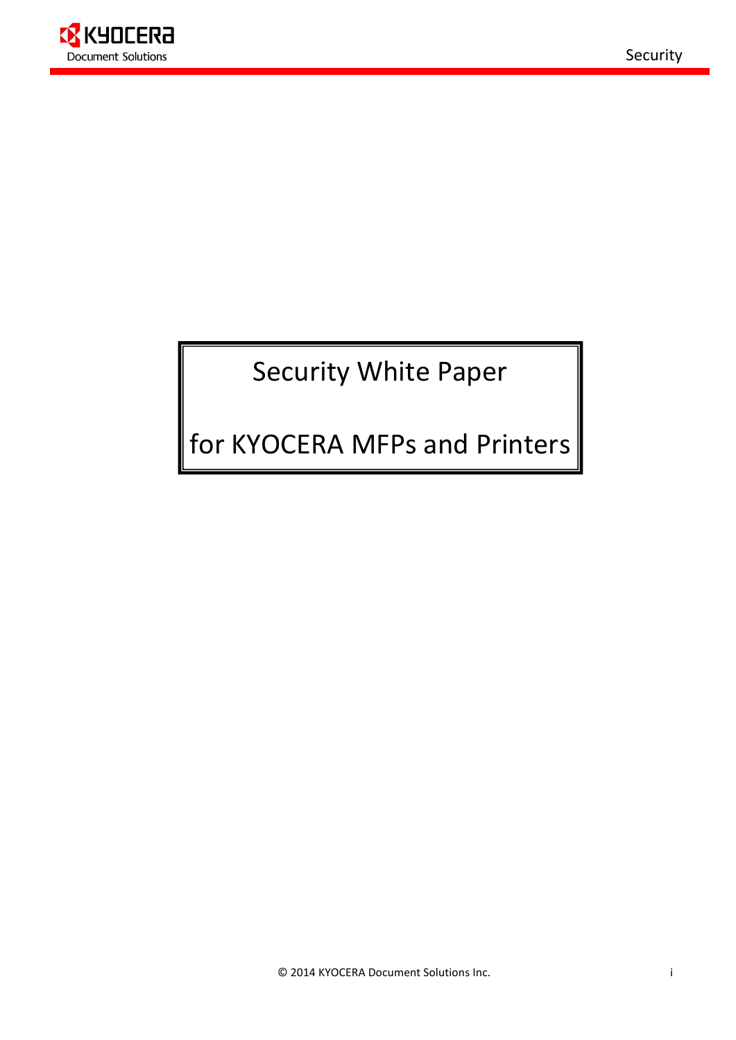# Security White Paper

# for KYOCERA MFPs and Printers

© 2014 KYOCERA Document Solutions Inc.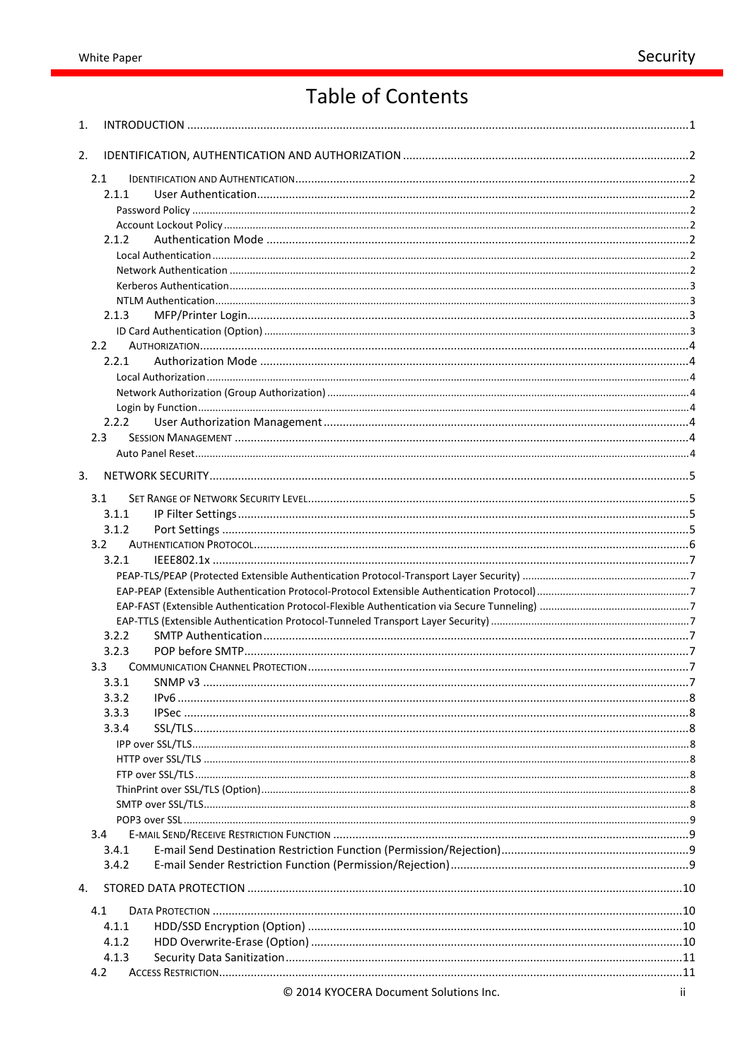# Table of Contents

1. INTRODUCTION ..... 1

2. IDENTIFICATION, AUTHENTICATION AND AUTHORIZATION ..... 2

- 2.1 IDENTIFICATION AND AUTHENTICATION ..... 2
  - 2.1.1 User Authentication ..... 2
    - Password Policy ..... 2
    - Account Lockout Policy ..... 2
  - 2.1.2 Authentication Mode ..... 2
    - Local Authentication ..... 2
    - Network Authentication ..... 2
    - Kerberos Authentication ..... 3
    - NTLM Authentication ..... 3
  - 2.1.3 MFP/Printer Login ..... 3
    - ID Card Authentication (Option) ..... 3
- 2.2 AUTHORIZATION ..... 4
  - 2.2.1 Authorization Mode ..... 4
    - Local Authorization ..... 4
    - Network Authorization (Group Authorization) ..... 4
    - Login by Function ..... 4
  - 2.2.2 User Authorization Management ..... 4
- 2.3 SESSION MANAGEMENT ..... 4
  - Auto Panel Reset ..... 4

3. NETWORK SECURITY ..... 5

- 3.1 SET RANGE OF NETWORK SECURITY LEVEL ..... 5
  - 3.1.1 IP Filter Settings ..... 5
  - 3.1.2 Port Settings ..... 5
- 3.2 AUTHENTICATION PROTOCOL ..... 6
  - 3.2.1 IEEE802.1x ..... 7
    - PEAP-TLS/PEAP (Protected Extensible Authentication Protocol-Transport Layer Security) ..... 7
    - EAP-PEAP (Extensible Authentication Protocol-Protocol Extensible Authentication Protocol) ..... 7
    - EAP-FAST (Extensible Authentication Protocol-Flexible Authentication via Secure Tunneling) ..... 7
    - EAP-TTLS (Extensible Authentication Protocol-Tunneled Transport Layer Security) ..... 7
  - 3.2.2 SMTP Authentication ..... 7
  - 3.2.3 POP before SMTP ..... 7
- 3.3 COMMUNICATION CHANNEL PROTECTION ..... 7
  - 3.3.1 SNMP v3 ..... 7
  - 3.3.2 IPv6 ..... 8
  - 3.3.3 IPSec ..... 8
  - 3.3.4 SSL/TLS ..... 8
    - IPP over SSL/TLS ..... 8
    - HTTP over SSL/TLS ..... 8
    - FTP over SSL/TLS ..... 8
    - ThinPrint over SSL/TLS (Option) ..... 8
    - SMTP over SSL/TLS ..... 8
    - POP3 over SSL ..... 9
- 3.4 E-MAIL SEND/RECEIVE RESTRICTION FUNCTION ..... 9
  - 3.4.1 E-mail Send Destination Restriction Function (Permission/Rejection) ..... 9
  - 3.4.2 E-mail Sender Restriction Function (Permission/Rejection) ..... 9

4. STORED DATA PROTECTION ..... 10

- 4.1 DATA PROTECTION ..... 10
  - 4.1.1 HDD/SSD Encryption (Option) ..... 10
  - 4.1.2 HDD Overwrite-Erase (Option) ..... 10
  - 4.1.3 Security Data Sanitization ..... 11
- 4.2 ACCESS RESTRICTION ..... 11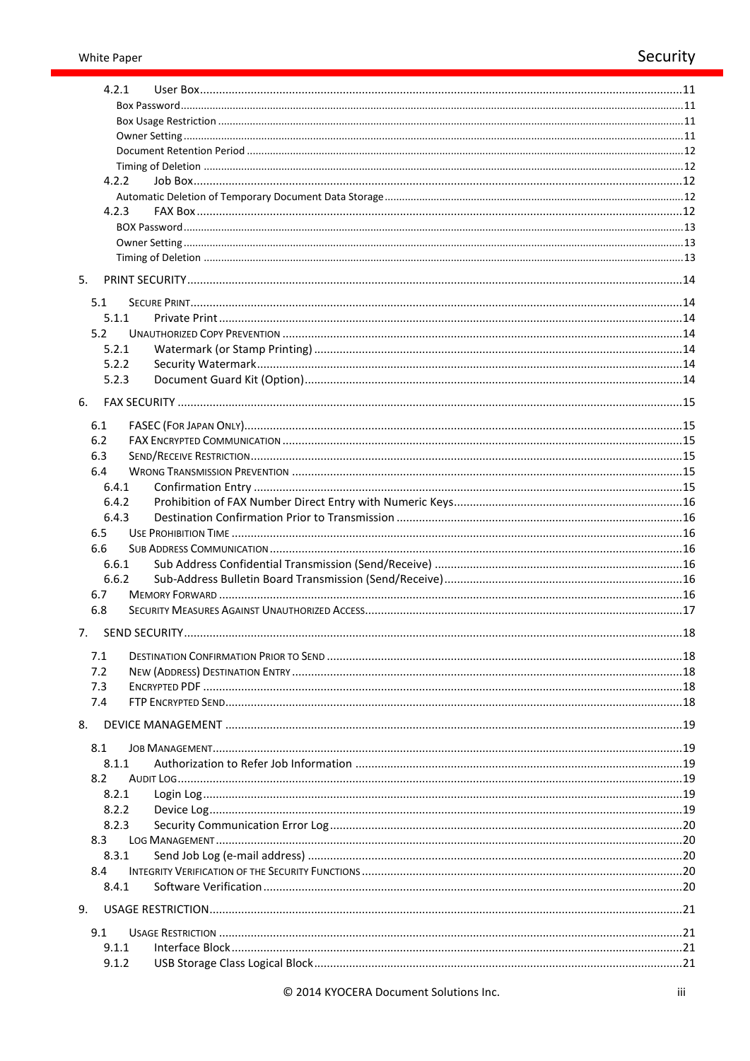4.2.1 User Box ... 11
- Box Password ... 11
- Box Usage Restriction ... 11
- Owner Setting ... 11
- Document Retention Period ... 12
- Timing of Deletion ... 12

4.2.2 Job Box ... 12
- Automatic Deletion of Temporary Document Data Storage ... 12

4.2.3 FAX Box ... 12
- BOX Password ... 13
- Owner Setting ... 13
- Timing of Deletion ... 13

5. PRINT SECURITY ... 14

5.1 SECURE PRINT ... 14
- 5.1.1 Private Print ... 14

5.2 UNAUTHORIZED COPY PREVENTION ... 14
- 5.2.1 Watermark (or Stamp Printing) ... 14
- 5.2.2 Security Watermark ... 14
- 5.2.3 Document Guard Kit (Option) ... 14

6. FAX SECURITY ... 15

6.1 FASEC (FOR JAPAN ONLY) ... 15
6.2 FAX ENCRYPTED COMMUNICATION ... 15
6.3 SEND/RECEIVE RESTRICTION ... 15
6.4 WRONG TRANSMISSION PREVENTION ... 15
- 6.4.1 Confirmation Entry ... 15
- 6.4.2 Prohibition of FAX Number Direct Entry with Numeric Keys ... 16
- 6.4.3 Destination Confirmation Prior to Transmission ... 16

6.5 USE PROHIBITION TIME ... 16
6.6 SUB ADDRESS COMMUNICATION ... 16
- 6.6.1 Sub Address Confidential Transmission (Send/Receive) ... 16
- 6.6.2 Sub-Address Bulletin Board Transmission (Send/Receive) ... 16

6.7 MEMORY FORWARD ... 16
6.8 SECURITY MEASURES AGAINST UNAUTHORIZED ACCESS ... 17

7. SEND SECURITY ... 18

7.1 DESTINATION CONFIRMATION PRIOR TO SEND ... 18
7.2 NEW (ADDRESS) DESTINATION ENTRY ... 18
7.3 ENCRYPTED PDF ... 18
7.4 FTP ENCRYPTED SEND ... 18

8. DEVICE MANAGEMENT ... 19

8.1 JOB MANAGEMENT ... 19
- 8.1.1 Authorization to Refer Job Information ... 19

8.2 AUDIT LOG ... 19
- 8.2.1 Login Log ... 19
- 8.2.2 Device Log ... 19
- 8.2.3 Security Communication Error Log ... 20

8.3 LOG MANAGEMENT ... 20
- 8.3.1 Send Job Log (e-mail address) ... 20

8.4 INTEGRITY VERIFICATION OF THE SECURITY FUNCTIONS ... 20
- 8.4.1 Software Verification ... 20

9. USAGE RESTRICTION ... 21

9.1 USAGE RESTRICTION ... 21
- 9.1.1 Interface Block ... 21
- 9.1.2 USB Storage Class Logical Block ... 21

© 2014 KYOCERA Document Solutions Inc.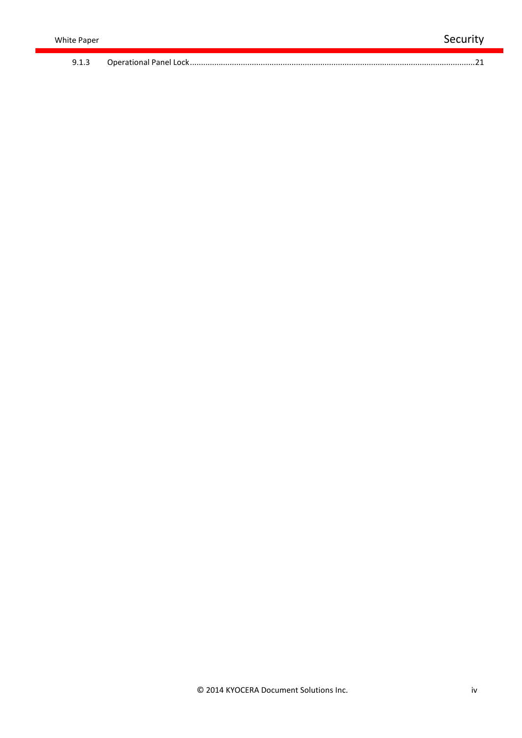9.1.3 Operational Panel Lock ....................................................................................................................................21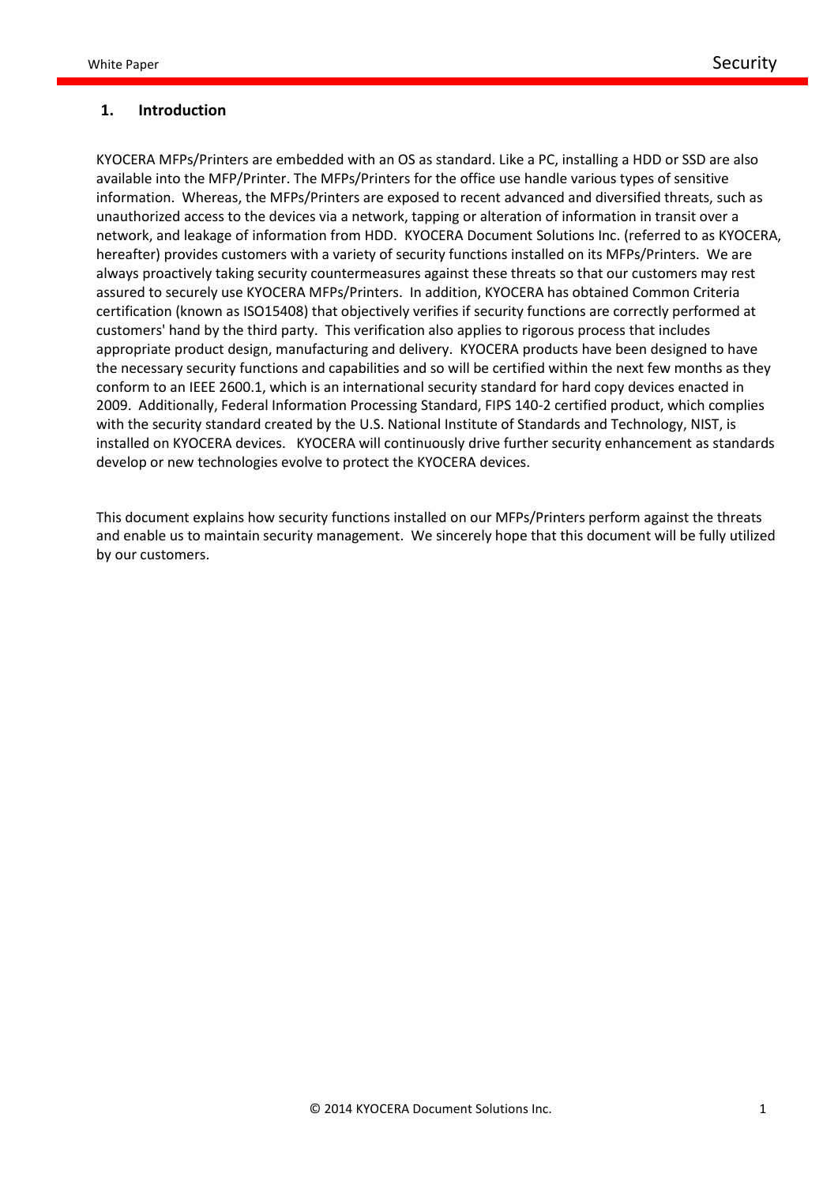## 1. Introduction

KYOCERA MFPs/Printers are embedded with an OS as standard. Like a PC, installing a HDD or SSD are also available into the MFP/Printer. The MFPs/Printers for the office use handle various types of sensitive information. Whereas, the MFPs/Printers are exposed to recent advanced and diversified threats, such as unauthorized access to the devices via a network, tapping or alteration of information in transit over a network, and leakage of information from HDD. KYOCERA Document Solutions Inc. (referred to as KYOCERA, hereafter) provides customers with a variety of security functions installed on its MFPs/Printers. We are always proactively taking security countermeasures against these threats so that our customers may rest assured to securely use KYOCERA MFPs/Printers. In addition, KYOCERA has obtained Common Criteria certification (known as ISO15408) that objectively verifies if security functions are correctly performed at customers' hand by the third party. This verification also applies to rigorous process that includes appropriate product design, manufacturing and delivery. KYOCERA products have been designed to have the necessary security functions and capabilities and so will be certified within the next few months as they conform to an IEEE 2600.1, which is an international security standard for hard copy devices enacted in 2009. Additionally, Federal Information Processing Standard, FIPS 140-2 certified product, which complies with the security standard created by the U.S. National Institute of Standards and Technology, NIST, is installed on KYOCERA devices. KYOCERA will continuously drive further security enhancement as standards develop or new technologies evolve to protect the KYOCERA devices.

This document explains how security functions installed on our MFPs/Printers perform against the threats and enable us to maintain security management. We sincerely hope that this document will be fully utilized by our customers.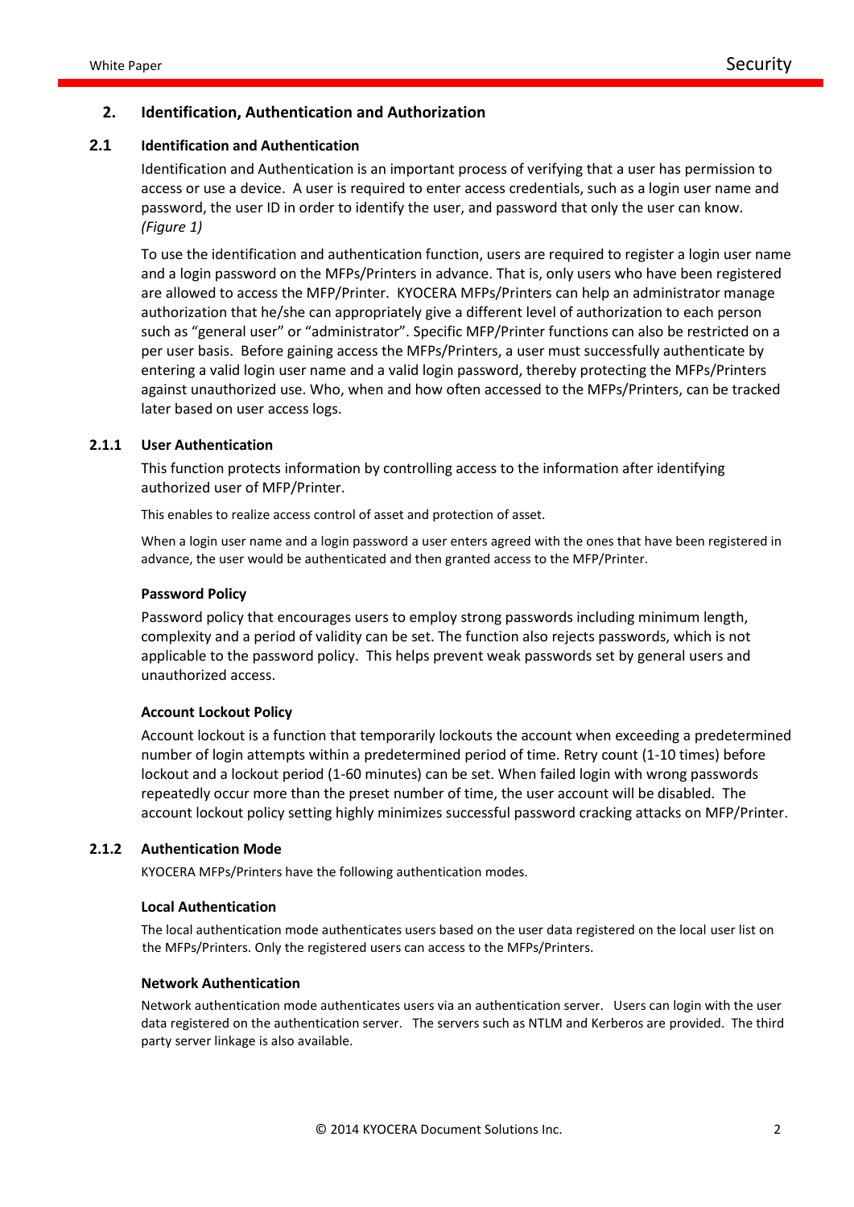## 2. Identification, Authentication and Authorization

### 2.1 Identification and Authentication

Identification and Authentication is an important process of verifying that a user has permission to access or use a device. A user is required to enter access credentials, such as a login user name and password, the user ID in order to identify the user, and password that only the user can know. *(Figure 1)*

To use the identification and authentication function, users are required to register a login user name and a login password on the MFPs/Printers in advance. That is, only users who have been registered are allowed to access the MFP/Printer. KYOCERA MFPs/Printers can help an administrator manage authorization that he/she can appropriately give a different level of authorization to each person such as "general user" or "administrator". Specific MFP/Printer functions can also be restricted on a per user basis. Before gaining access the MFPs/Printers, a user must successfully authenticate by entering a valid login user name and a valid login password, thereby protecting the MFPs/Printers against unauthorized use. Who, when and how often accessed to the MFPs/Printers, can be tracked later based on user access logs.

#### 2.1.1 User Authentication

This function protects information by controlling access to the information after identifying authorized user of MFP/Printer.

This enables to realize access control of asset and protection of asset.

When a login user name and a login password a user enters agreed with the ones that have been registered in advance, the user would be authenticated and then granted access to the MFP/Printer.

**Password Policy**

Password policy that encourages users to employ strong passwords including minimum length, complexity and a period of validity can be set. The function also rejects passwords, which is not applicable to the password policy. This helps prevent weak passwords set by general users and unauthorized access.

**Account Lockout Policy**

Account lockout is a function that temporarily lockouts the account when exceeding a predetermined number of login attempts within a predetermined period of time. Retry count (1-10 times) before lockout and a lockout period (1-60 minutes) can be set. When failed login with wrong passwords repeatedly occur more than the preset number of time, the user account will be disabled. The account lockout policy setting highly minimizes successful password cracking attacks on MFP/Printer.

#### 2.1.2 Authentication Mode

KYOCERA MFPs/Printers have the following authentication modes.

**Local Authentication**

The local authentication mode authenticates users based on the user data registered on the local user list on the MFPs/Printers. Only the registered users can access to the MFPs/Printers.

**Network Authentication**

Network authentication mode authenticates users via an authentication server. Users can login with the user data registered on the authentication server. The servers such as NTLM and Kerberos are provided. The third party server linkage is also available.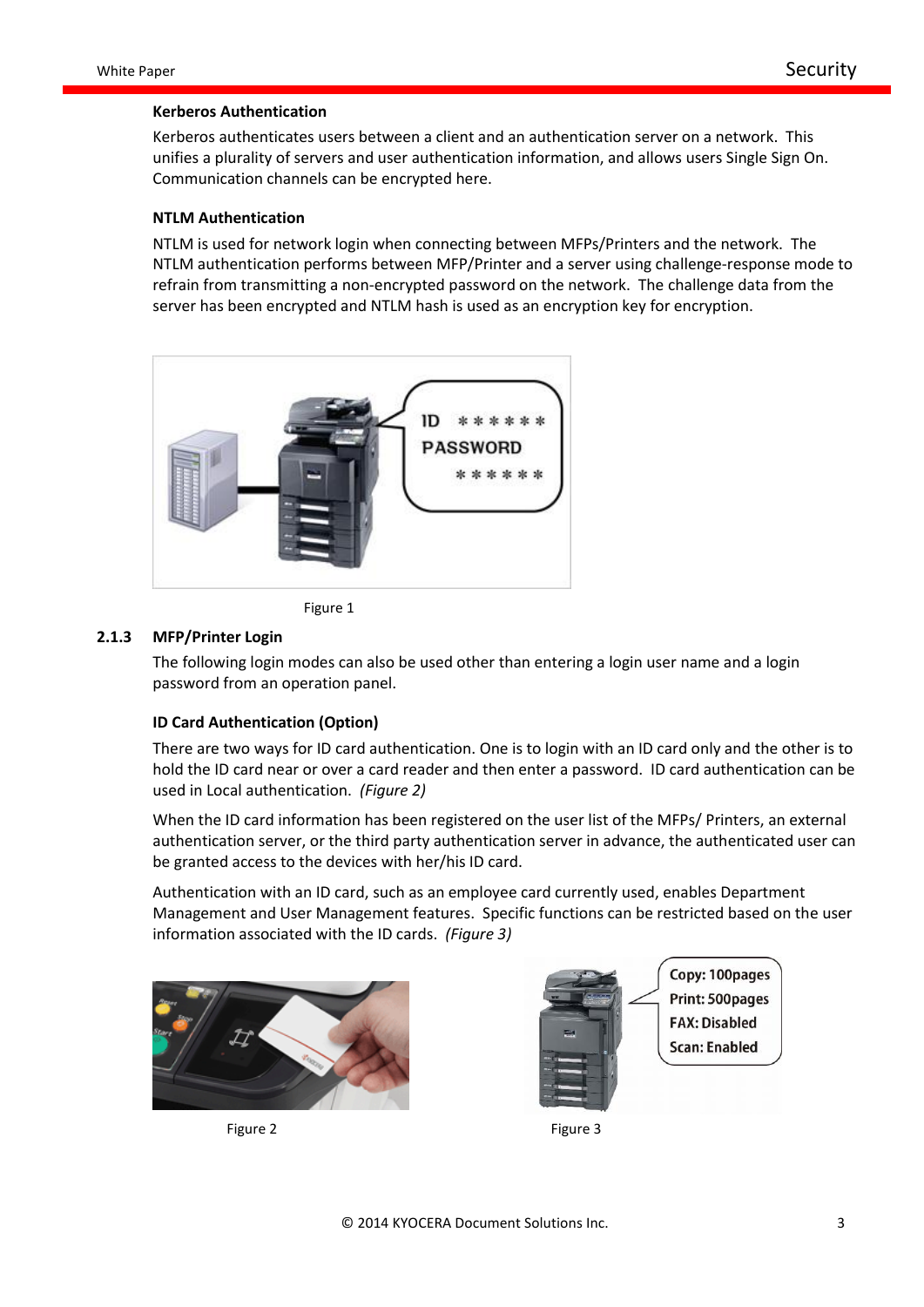**Kerberos Authentication**

Kerberos authenticates users between a client and an authentication server on a network. This unifies a plurality of servers and user authentication information, and allows users Single Sign On. Communication channels can be encrypted here.

**NTLM Authentication**

NTLM is used for network login when connecting between MFPs/Printers and the network. The NTLM authentication performs between MFP/Printer and a server using challenge-response mode to refrain from transmitting a non-encrypted password on the network. The challenge data from the server has been encrypted and NTLM hash is used as an encryption key for encryption.

Figure 1

### 2.1.3 MFP/Printer Login

The following login modes can also be used other than entering a login user name and a login password from an operation panel.

**ID Card Authentication (Option)**

There are two ways for ID card authentication. One is to login with an ID card only and the other is to hold the ID card near or over a card reader and then enter a password. ID card authentication can be used in Local authentication. *(Figure 2)*

When the ID card information has been registered on the user list of the MFPs/ Printers, an external authentication server, or the third party authentication server in advance, the authenticated user can be granted access to the devices with her/his ID card.

Authentication with an ID card, such as an employee card currently used, enables Department Management and User Management features. Specific functions can be restricted based on the user information associated with the ID cards. *(Figure 3)*

Figure 2

Figure 3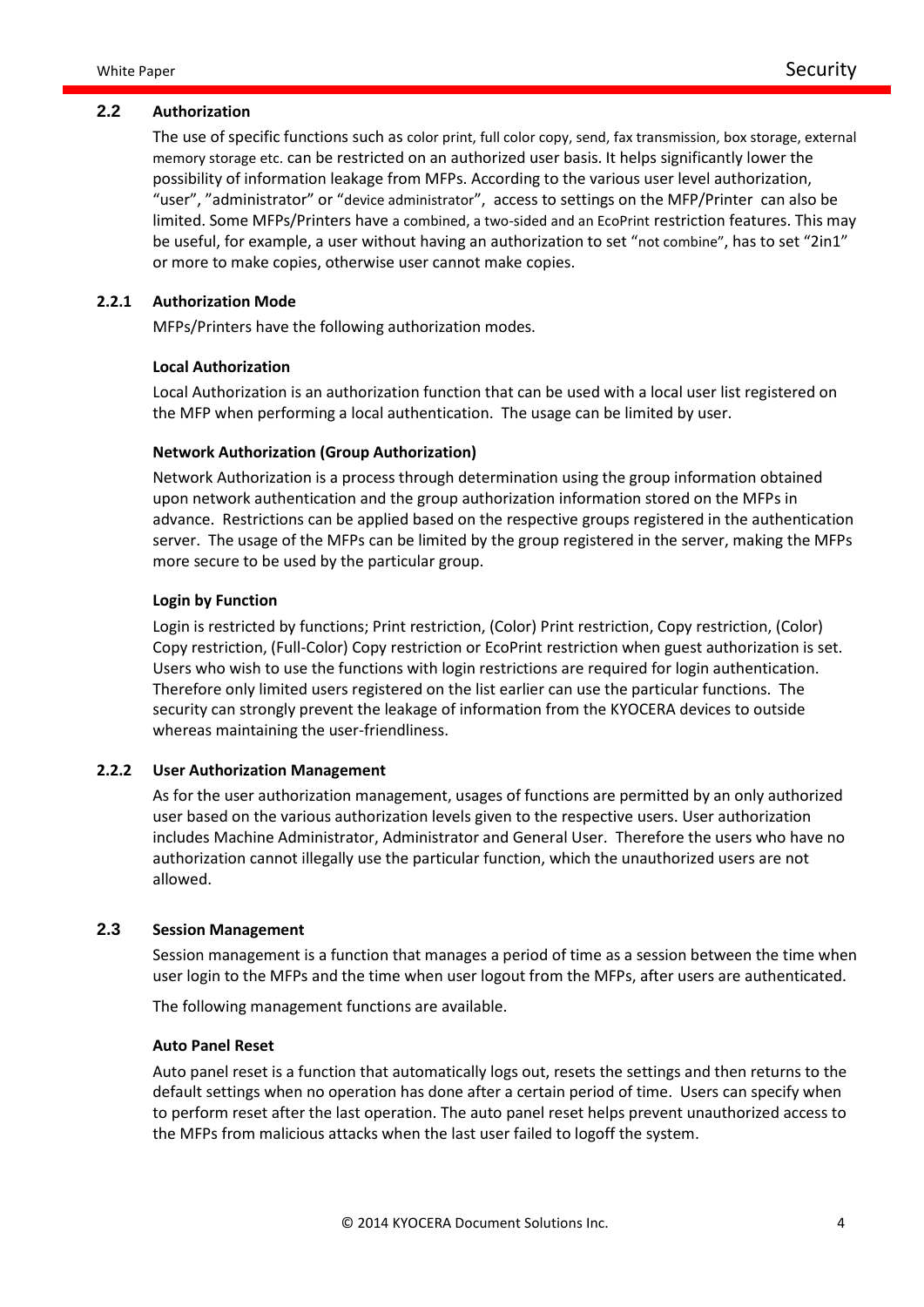## 2.2 Authorization

The use of specific functions such as color print, full color copy, send, fax transmission, box storage, external memory storage etc. can be restricted on an authorized user basis. It helps significantly lower the possibility of information leakage from MFPs. According to the various user level authorization, “user”, ”administrator” or “device administrator”, access to settings on the MFP/Printer can also be limited. Some MFPs/Printers have a combined, a two-sided and an EcoPrint restriction features. This may be useful, for example, a user without having an authorization to set “not combine”, has to set “2in1” or more to make copies, otherwise user cannot make copies.

### 2.2.1 Authorization Mode

MFPs/Printers have the following authorization modes.

**Local Authorization**

Local Authorization is an authorization function that can be used with a local user list registered on the MFP when performing a local authentication. The usage can be limited by user.

**Network Authorization (Group Authorization)**

Network Authorization is a process through determination using the group information obtained upon network authentication and the group authorization information stored on the MFPs in advance. Restrictions can be applied based on the respective groups registered in the authentication server. The usage of the MFPs can be limited by the group registered in the server, making the MFPs more secure to be used by the particular group.

**Login by Function**

Login is restricted by functions; Print restriction, (Color) Print restriction, Copy restriction, (Color) Copy restriction, (Full-Color) Copy restriction or EcoPrint restriction when guest authorization is set. Users who wish to use the functions with login restrictions are required for login authentication. Therefore only limited users registered on the list earlier can use the particular functions. The security can strongly prevent the leakage of information from the KYOCERA devices to outside whereas maintaining the user-friendliness.

### 2.2.2 User Authorization Management

As for the user authorization management, usages of functions are permitted by an only authorized user based on the various authorization levels given to the respective users. User authorization includes Machine Administrator, Administrator and General User. Therefore the users who have no authorization cannot illegally use the particular function, which the unauthorized users are not allowed.

## 2.3 Session Management

Session management is a function that manages a period of time as a session between the time when user login to the MFPs and the time when user logout from the MFPs, after users are authenticated.

The following management functions are available.

**Auto Panel Reset**

Auto panel reset is a function that automatically logs out, resets the settings and then returns to the default settings when no operation has done after a certain period of time. Users can specify when to perform reset after the last operation. The auto panel reset helps prevent unauthorized access to the MFPs from malicious attacks when the last user failed to logoff the system.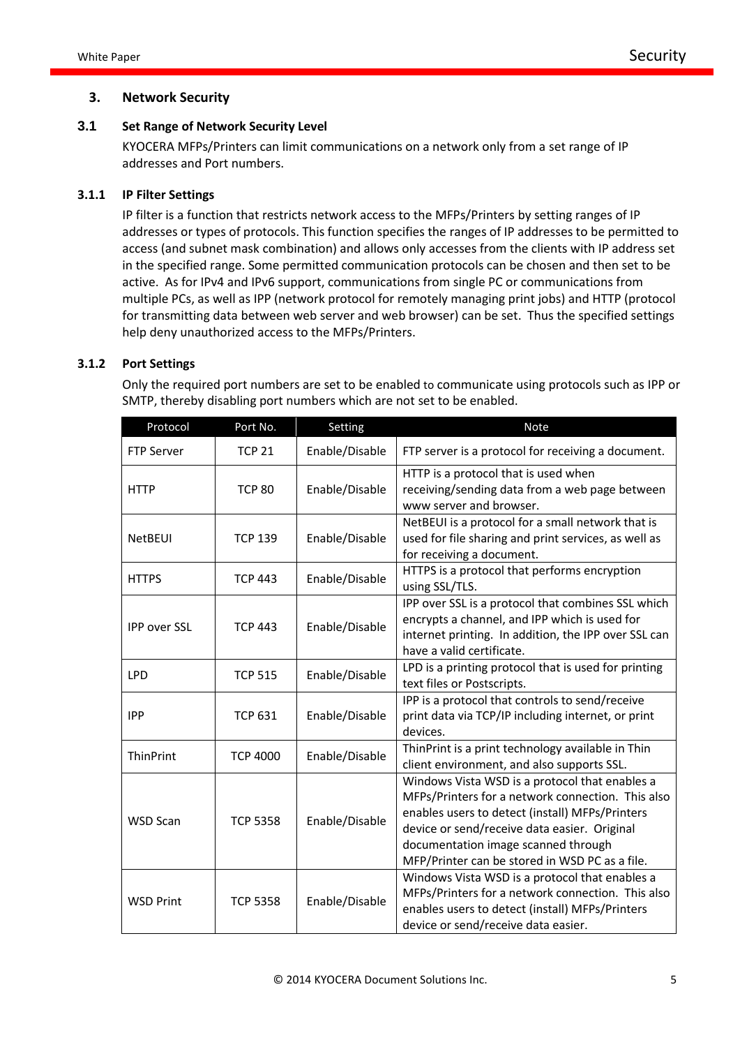## 3. Network Security

### 3.1 Set Range of Network Security Level

KYOCERA MFPs/Printers can limit communications on a network only from a set range of IP addresses and Port numbers.

#### 3.1.1 IP Filter Settings

IP filter is a function that restricts network access to the MFPs/Printers by setting ranges of IP addresses or types of protocols. This function specifies the ranges of IP addresses to be permitted to access (and subnet mask combination) and allows only accesses from the clients with IP address set in the specified range. Some permitted communication protocols can be chosen and then set to be active. As for IPv4 and IPv6 support, communications from single PC or communications from multiple PCs, as well as IPP (network protocol for remotely managing print jobs) and HTTP (protocol for transmitting data between web server and web browser) can be set. Thus the specified settings help deny unauthorized access to the MFPs/Printers.

#### 3.1.2 Port Settings

Only the required port numbers are set to be enabled to communicate using protocols such as IPP or SMTP, thereby disabling port numbers which are not set to be enabled.

| Protocol | Port No. | Setting | Note |
|---|---|---|---|
| FTP Server | TCP 21 | Enable/Disable | FTP server is a protocol for receiving a document. |
| HTTP | TCP 80 | Enable/Disable | HTTP is a protocol that is used when receiving/sending data from a web page between www server and browser. |
| NetBEUI | TCP 139 | Enable/Disable | NetBEUI is a protocol for a small network that is used for file sharing and print services, as well as for receiving a document. |
| HTTPS | TCP 443 | Enable/Disable | HTTPS is a protocol that performs encryption using SSL/TLS. |
| IPP over SSL | TCP 443 | Enable/Disable | IPP over SSL is a protocol that combines SSL which encrypts a channel, and IPP which is used for internet printing. In addition, the IPP over SSL can have a valid certificate. |
| LPD | TCP 515 | Enable/Disable | LPD is a printing protocol that is used for printing text files or Postscripts. |
| IPP | TCP 631 | Enable/Disable | IPP is a protocol that controls to send/receive print data via TCP/IP including internet, or print devices. |
| ThinPrint | TCP 4000 | Enable/Disable | ThinPrint is a print technology available in Thin client environment, and also supports SSL. |
| WSD Scan | TCP 5358 | Enable/Disable | Windows Vista WSD is a protocol that enables a MFPs/Printers for a network connection. This also enables users to detect (install) MFPs/Printers device or send/receive data easier. Original documentation image scanned through MFP/Printer can be stored in WSD PC as a file. |
| WSD Print | TCP 5358 | Enable/Disable | Windows Vista WSD is a protocol that enables a MFPs/Printers for a network connection. This also enables users to detect (install) MFPs/Printers device or send/receive data easier. |

© 2014 KYOCERA Document Solutions Inc.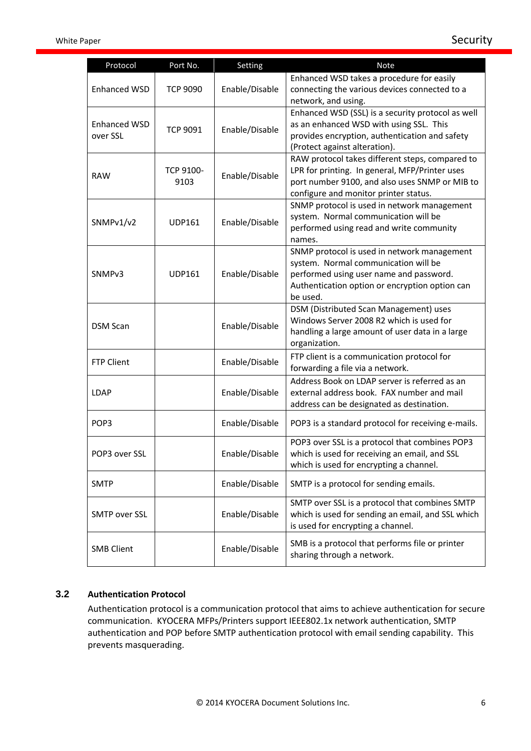| Protocol | Port No. | Setting | Note |
|---|---|---|---|
| Enhanced WSD | TCP 9090 | Enable/Disable | Enhanced WSD takes a procedure for easily connecting the various devices connected to a network, and using. |
| Enhanced WSD over SSL | TCP 9091 | Enable/Disable | Enhanced WSD (SSL) is a security protocol as well as an enhanced WSD with using SSL. This provides encryption, authentication and safety (Protect against alteration). |
| RAW | TCP 9100-9103 | Enable/Disable | RAW protocol takes different steps, compared to LPR for printing. In general, MFP/Printer uses port number 9100, and also uses SNMP or MIB to configure and monitor printer status. |
| SNMPv1/v2 | UDP161 | Enable/Disable | SNMP protocol is used in network management system. Normal communication will be performed using read and write community names. |
| SNMPv3 | UDP161 | Enable/Disable | SNMP protocol is used in network management system. Normal communication will be performed using user name and password. Authentication option or encryption option can be used. |
| DSM Scan | | Enable/Disable | DSM (Distributed Scan Management) uses Windows Server 2008 R2 which is used for handling a large amount of user data in a large organization. |
| FTP Client | | Enable/Disable | FTP client is a communication protocol for forwarding a file via a network. |
| LDAP | | Enable/Disable | Address Book on LDAP server is referred as an external address book. FAX number and mail address can be designated as destination. |
| POP3 | | Enable/Disable | POP3 is a standard protocol for receiving e-mails. |
| POP3 over SSL | | Enable/Disable | POP3 over SSL is a protocol that combines POP3 which is used for receiving an email, and SSL which is used for encrypting a channel. |
| SMTP | | Enable/Disable | SMTP is a protocol for sending emails. |
| SMTP over SSL | | Enable/Disable | SMTP over SSL is a protocol that combines SMTP which is used for sending an email, and SSL which is used for encrypting a channel. |
| SMB Client | | Enable/Disable | SMB is a protocol that performs file or printer sharing through a network. |

## 3.2 Authentication Protocol

Authentication protocol is a communication protocol that aims to achieve authentication for secure communication. KYOCERA MFPs/Printers support IEEE802.1x network authentication, SMTP authentication and POP before SMTP authentication protocol with email sending capability. This prevents masquerading.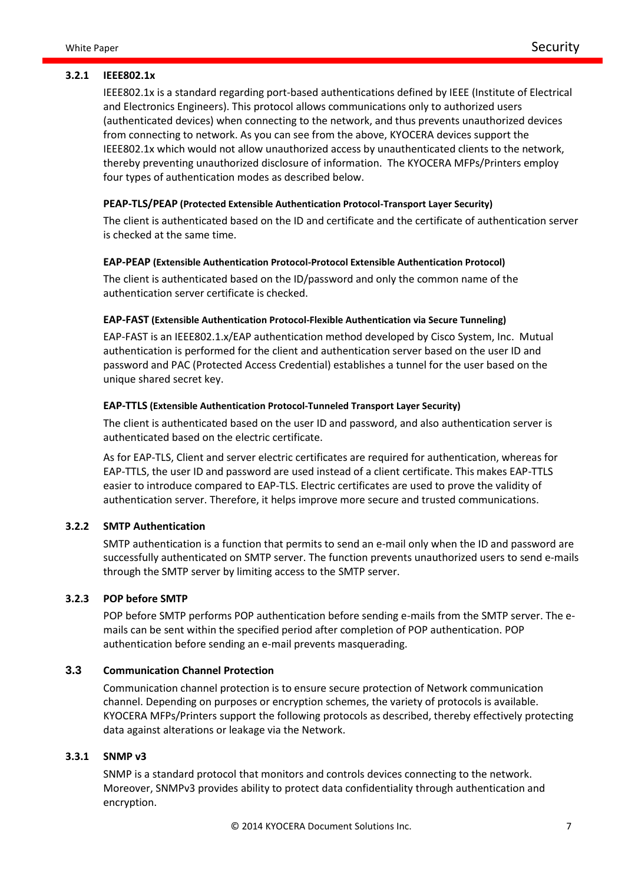### 3.2.1 IEEE802.1x

IEEE802.1x is a standard regarding port-based authentications defined by IEEE (Institute of Electrical and Electronics Engineers). This protocol allows communications only to authorized users (authenticated devices) when connecting to the network, and thus prevents unauthorized devices from connecting to network. As you can see from the above, KYOCERA devices support the IEEE802.1x which would not allow unauthorized access by unauthenticated clients to the network, thereby preventing unauthorized disclosure of information. The KYOCERA MFPs/Printers employ four types of authentication modes as described below.

**PEAP-TLS/PEAP (Protected Extensible Authentication Protocol-Transport Layer Security)**

The client is authenticated based on the ID and certificate and the certificate of authentication server is checked at the same time.

**EAP-PEAP (Extensible Authentication Protocol-Protocol Extensible Authentication Protocol)**

The client is authenticated based on the ID/password and only the common name of the authentication server certificate is checked.

**EAP-FAST (Extensible Authentication Protocol-Flexible Authentication via Secure Tunneling)**

EAP-FAST is an IEEE802.1.x/EAP authentication method developed by Cisco System, Inc. Mutual authentication is performed for the client and authentication server based on the user ID and password and PAC (Protected Access Credential) establishes a tunnel for the user based on the unique shared secret key.

**EAP-TTLS (Extensible Authentication Protocol-Tunneled Transport Layer Security)**

The client is authenticated based on the user ID and password, and also authentication server is authenticated based on the electric certificate.

As for EAP-TLS, Client and server electric certificates are required for authentication, whereas for EAP-TTLS, the user ID and password are used instead of a client certificate. This makes EAP-TTLS easier to introduce compared to EAP-TLS. Electric certificates are used to prove the validity of authentication server. Therefore, it helps improve more secure and trusted communications.

### 3.2.2 SMTP Authentication

SMTP authentication is a function that permits to send an e-mail only when the ID and password are successfully authenticated on SMTP server. The function prevents unauthorized users to send e-mails through the SMTP server by limiting access to the SMTP server.

### 3.2.3 POP before SMTP

POP before SMTP performs POP authentication before sending e-mails from the SMTP server. The e-mails can be sent within the specified period after completion of POP authentication. POP authentication before sending an e-mail prevents masquerading.

## 3.3 Communication Channel Protection

Communication channel protection is to ensure secure protection of Network communication channel. Depending on purposes or encryption schemes, the variety of protocols is available. KYOCERA MFPs/Printers support the following protocols as described, thereby effectively protecting data against alterations or leakage via the Network.

### 3.3.1 SNMP v3

SNMP is a standard protocol that monitors and controls devices connecting to the network. Moreover, SNMPv3 provides ability to protect data confidentiality through authentication and encryption.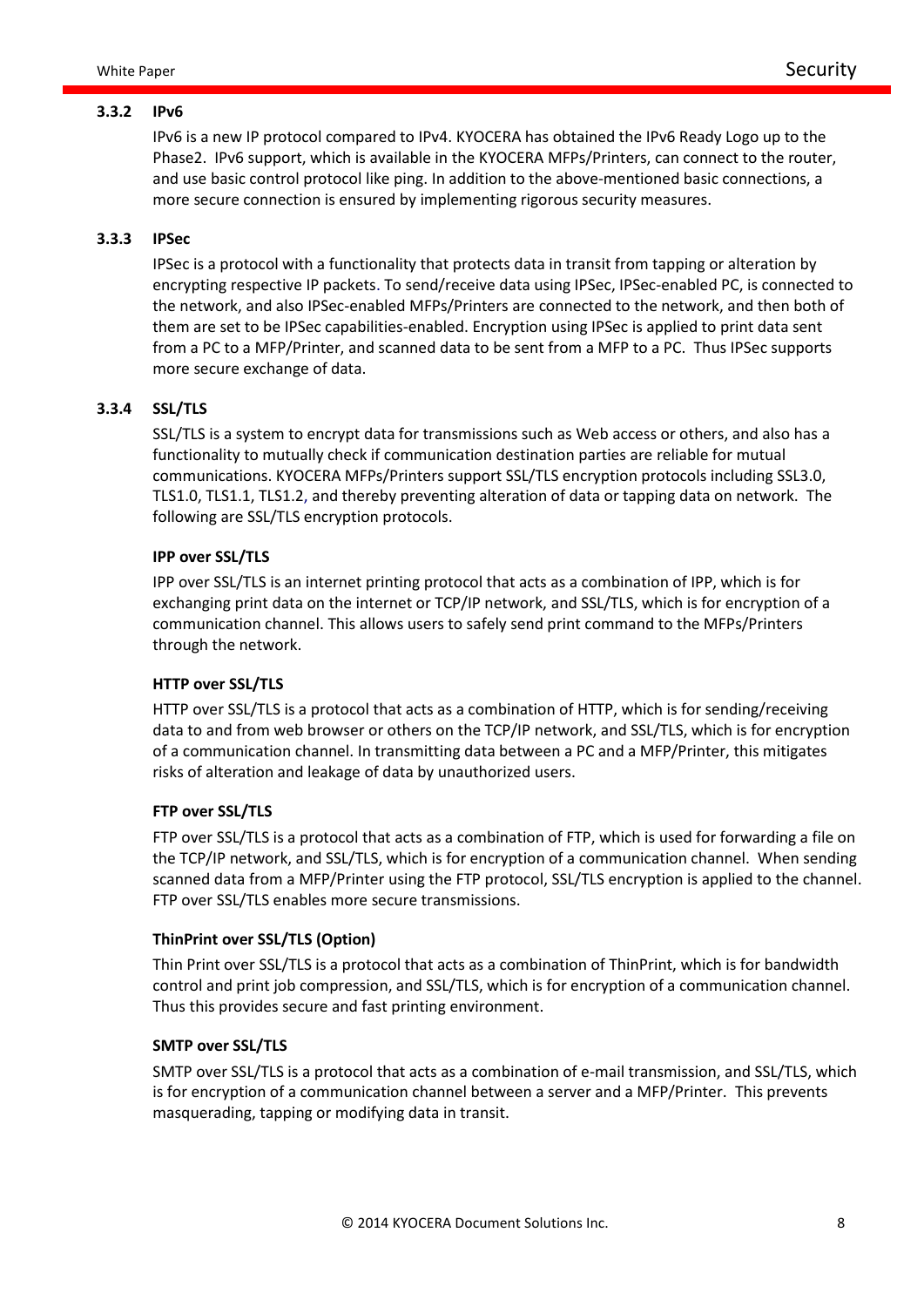### 3.3.2 IPv6

IPv6 is a new IP protocol compared to IPv4. KYOCERA has obtained the IPv6 Ready Logo up to the Phase2. IPv6 support, which is available in the KYOCERA MFPs/Printers, can connect to the router, and use basic control protocol like ping. In addition to the above-mentioned basic connections, a more secure connection is ensured by implementing rigorous security measures.

### 3.3.3 IPSec

IPSec is a protocol with a functionality that protects data in transit from tapping or alteration by encrypting respective IP packets. To send/receive data using IPSec, IPSec-enabled PC, is connected to the network, and also IPSec-enabled MFPs/Printers are connected to the network, and then both of them are set to be IPSec capabilities-enabled. Encryption using IPSec is applied to print data sent from a PC to a MFP/Printer, and scanned data to be sent from a MFP to a PC. Thus IPSec supports more secure exchange of data.

### 3.3.4 SSL/TLS

SSL/TLS is a system to encrypt data for transmissions such as Web access or others, and also has a functionality to mutually check if communication destination parties are reliable for mutual communications. KYOCERA MFPs/Printers support SSL/TLS encryption protocols including SSL3.0, TLS1.0, TLS1.1, TLS1.2, and thereby preventing alteration of data or tapping data on network. The following are SSL/TLS encryption protocols.

**IPP over SSL/TLS**

IPP over SSL/TLS is an internet printing protocol that acts as a combination of IPP, which is for exchanging print data on the internet or TCP/IP network, and SSL/TLS, which is for encryption of a communication channel. This allows users to safely send print command to the MFPs/Printers through the network.

**HTTP over SSL/TLS**

HTTP over SSL/TLS is a protocol that acts as a combination of HTTP, which is for sending/receiving data to and from web browser or others on the TCP/IP network, and SSL/TLS, which is for encryption of a communication channel. In transmitting data between a PC and a MFP/Printer, this mitigates risks of alteration and leakage of data by unauthorized users.

**FTP over SSL/TLS**

FTP over SSL/TLS is a protocol that acts as a combination of FTP, which is used for forwarding a file on the TCP/IP network, and SSL/TLS, which is for encryption of a communication channel. When sending scanned data from a MFP/Printer using the FTP protocol, SSL/TLS encryption is applied to the channel. FTP over SSL/TLS enables more secure transmissions.

**ThinPrint over SSL/TLS (Option)**

Thin Print over SSL/TLS is a protocol that acts as a combination of ThinPrint, which is for bandwidth control and print job compression, and SSL/TLS, which is for encryption of a communication channel. Thus this provides secure and fast printing environment.

**SMTP over SSL/TLS**

SMTP over SSL/TLS is a protocol that acts as a combination of e-mail transmission, and SSL/TLS, which is for encryption of a communication channel between a server and a MFP/Printer. This prevents masquerading, tapping or modifying data in transit.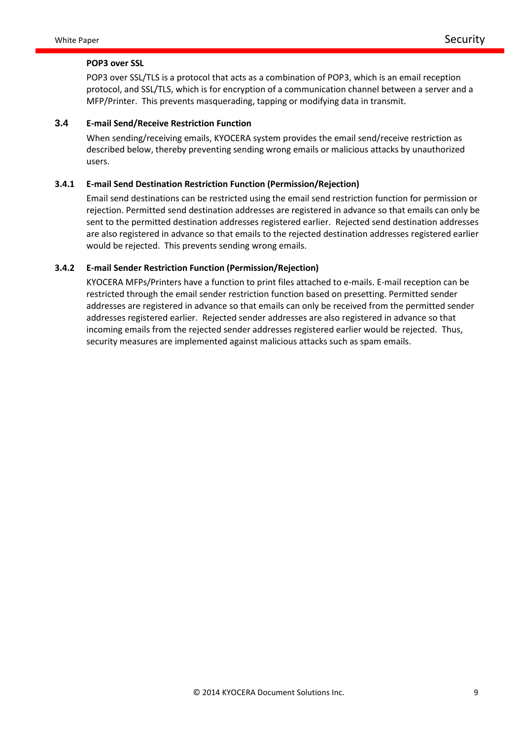**POP3 over SSL**

POP3 over SSL/TLS is a protocol that acts as a combination of POP3, which is an email reception protocol, and SSL/TLS, which is for encryption of a communication channel between a server and a MFP/Printer. This prevents masquerading, tapping or modifying data in transmit.

## 3.4 E-mail Send/Receive Restriction Function

When sending/receiving emails, KYOCERA system provides the email send/receive restriction as described below, thereby preventing sending wrong emails or malicious attacks by unauthorized users.

### 3.4.1 E-mail Send Destination Restriction Function (Permission/Rejection)

Email send destinations can be restricted using the email send restriction function for permission or rejection. Permitted send destination addresses are registered in advance so that emails can only be sent to the permitted destination addresses registered earlier. Rejected send destination addresses are also registered in advance so that emails to the rejected destination addresses registered earlier would be rejected. This prevents sending wrong emails.

### 3.4.2 E-mail Sender Restriction Function (Permission/Rejection)

KYOCERA MFPs/Printers have a function to print files attached to e-mails. E-mail reception can be restricted through the email sender restriction function based on presetting. Permitted sender addresses are registered in advance so that emails can only be received from the permitted sender addresses registered earlier. Rejected sender addresses are also registered in advance so that incoming emails from the rejected sender addresses registered earlier would be rejected. Thus, security measures are implemented against malicious attacks such as spam emails.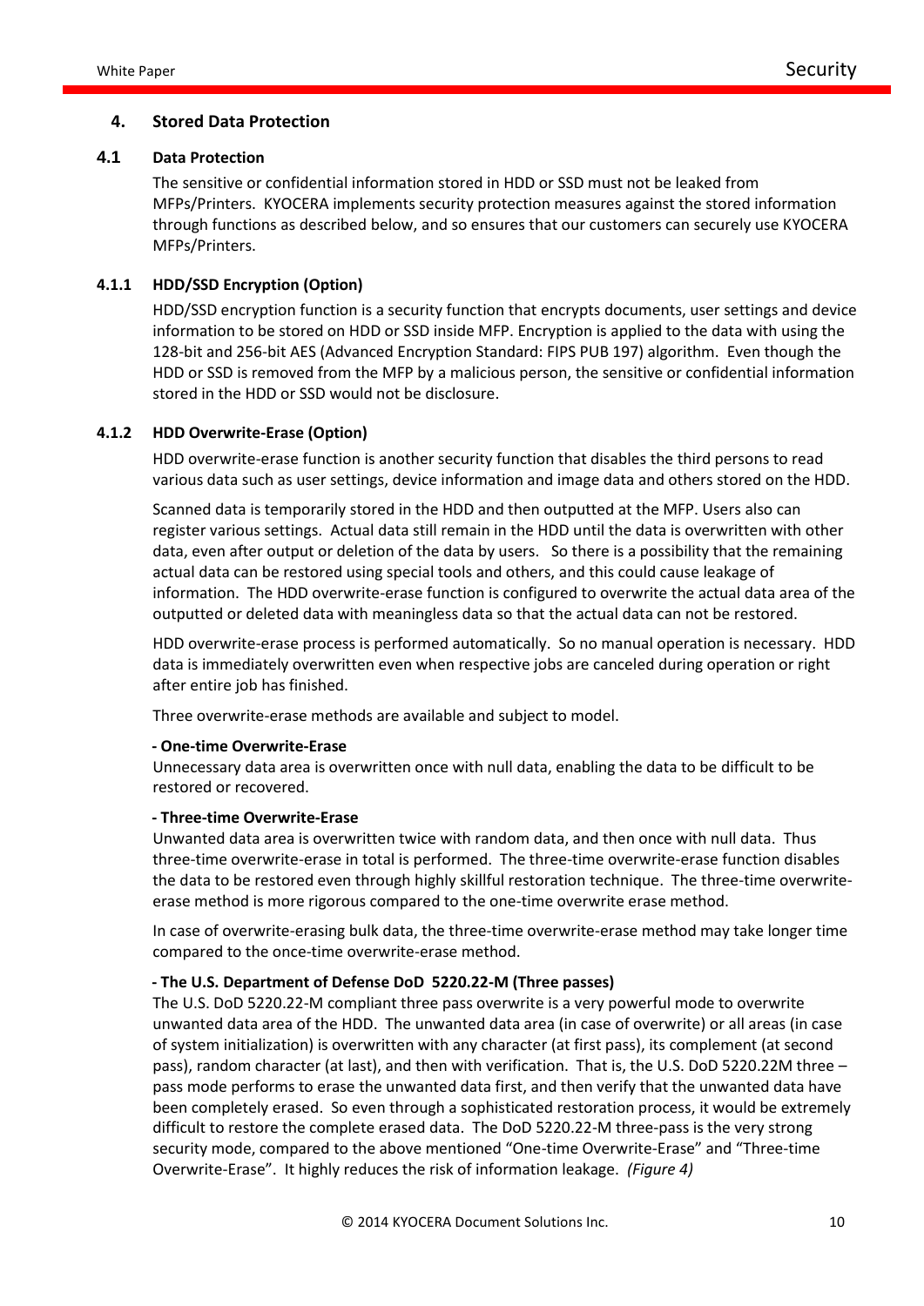## 4. Stored Data Protection

### 4.1 Data Protection

The sensitive or confidential information stored in HDD or SSD must not be leaked from MFPs/Printers. KYOCERA implements security protection measures against the stored information through functions as described below, and so ensures that our customers can securely use KYOCERA MFPs/Printers.

#### 4.1.1 HDD/SSD Encryption (Option)

HDD/SSD encryption function is a security function that encrypts documents, user settings and device information to be stored on HDD or SSD inside MFP. Encryption is applied to the data with using the 128-bit and 256-bit AES (Advanced Encryption Standard: FIPS PUB 197) algorithm. Even though the HDD or SSD is removed from the MFP by a malicious person, the sensitive or confidential information stored in the HDD or SSD would not be disclosure.

#### 4.1.2 HDD Overwrite-Erase (Option)

HDD overwrite-erase function is another security function that disables the third persons to read various data such as user settings, device information and image data and others stored on the HDD.

Scanned data is temporarily stored in the HDD and then outputted at the MFP. Users also can register various settings. Actual data still remain in the HDD until the data is overwritten with other data, even after output or deletion of the data by users. So there is a possibility that the remaining actual data can be restored using special tools and others, and this could cause leakage of information. The HDD overwrite-erase function is configured to overwrite the actual data area of the outputted or deleted data with meaningless data so that the actual data can not be restored.

HDD overwrite-erase process is performed automatically. So no manual operation is necessary. HDD data is immediately overwritten even when respective jobs are canceled during operation or right after entire job has finished.

Three overwrite-erase methods are available and subject to model.

**- One-time Overwrite-Erase**
Unnecessary data area is overwritten once with null data, enabling the data to be difficult to be restored or recovered.

**- Three-time Overwrite-Erase**
Unwanted data area is overwritten twice with random data, and then once with null data. Thus three-time overwrite-erase in total is performed. The three-time overwrite-erase function disables the data to be restored even through highly skillful restoration technique. The three-time overwrite-erase method is more rigorous compared to the one-time overwrite erase method.

In case of overwrite-erasing bulk data, the three-time overwrite-erase method may take longer time compared to the once-time overwrite-erase method.

**- The U.S. Department of Defense DoD 5220.22-M (Three passes)**
The U.S. DoD 5220.22-M compliant three pass overwrite is a very powerful mode to overwrite unwanted data area of the HDD. The unwanted data area (in case of overwrite) or all areas (in case of system initialization) is overwritten with any character (at first pass), its complement (at second pass), random character (at last), and then with verification. That is, the U.S. DoD 5220.22M three –pass mode performs to erase the unwanted data first, and then verify that the unwanted data have been completely erased. So even through a sophisticated restoration process, it would be extremely difficult to restore the complete erased data. The DoD 5220.22-M three-pass is the very strong security mode, compared to the above mentioned “One-time Overwrite-Erase” and “Three-time Overwrite-Erase”. It highly reduces the risk of information leakage. *(Figure 4)*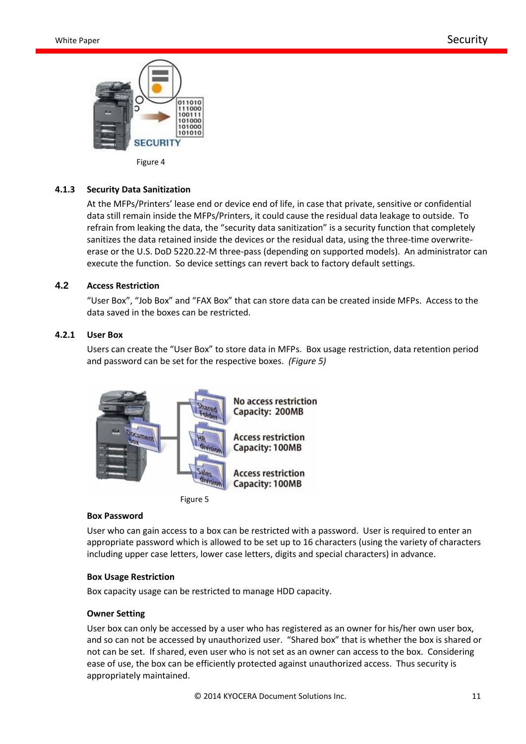Figure 4

### 4.1.3 Security Data Sanitization

At the MFPs/Printers' lease end or device end of life, in case that private, sensitive or confidential data still remain inside the MFPs/Printers, it could cause the residual data leakage to outside. To refrain from leaking the data, the "security data sanitization" is a security function that completely sanitizes the data retained inside the devices or the residual data, using the three-time overwrite-erase or the U.S. DoD 5220.22-M three-pass (depending on supported models). An administrator can execute the function. So device settings can revert back to factory default settings.

## 4.2 Access Restriction

"User Box", "Job Box" and "FAX Box" that can store data can be created inside MFPs. Access to the data saved in the boxes can be restricted.

### 4.2.1 User Box

Users can create the "User Box" to store data in MFPs. Box usage restriction, data retention period and password can be set for the respective boxes. *(Figure 5)*

Figure 5

**Box Password**

User who can gain access to a box can be restricted with a password. User is required to enter an appropriate password which is allowed to be set up to 16 characters (using the variety of characters including upper case letters, lower case letters, digits and special characters) in advance.

**Box Usage Restriction**

Box capacity usage can be restricted to manage HDD capacity.

**Owner Setting**

User box can only be accessed by a user who has registered as an owner for his/her own user box, and so can not be accessed by unauthorized user. "Shared box" that is whether the box is shared or not can be set. If shared, even user who is not set as an owner can access to the box. Considering ease of use, the box can be efficiently protected against unauthorized access. Thus security is appropriately maintained.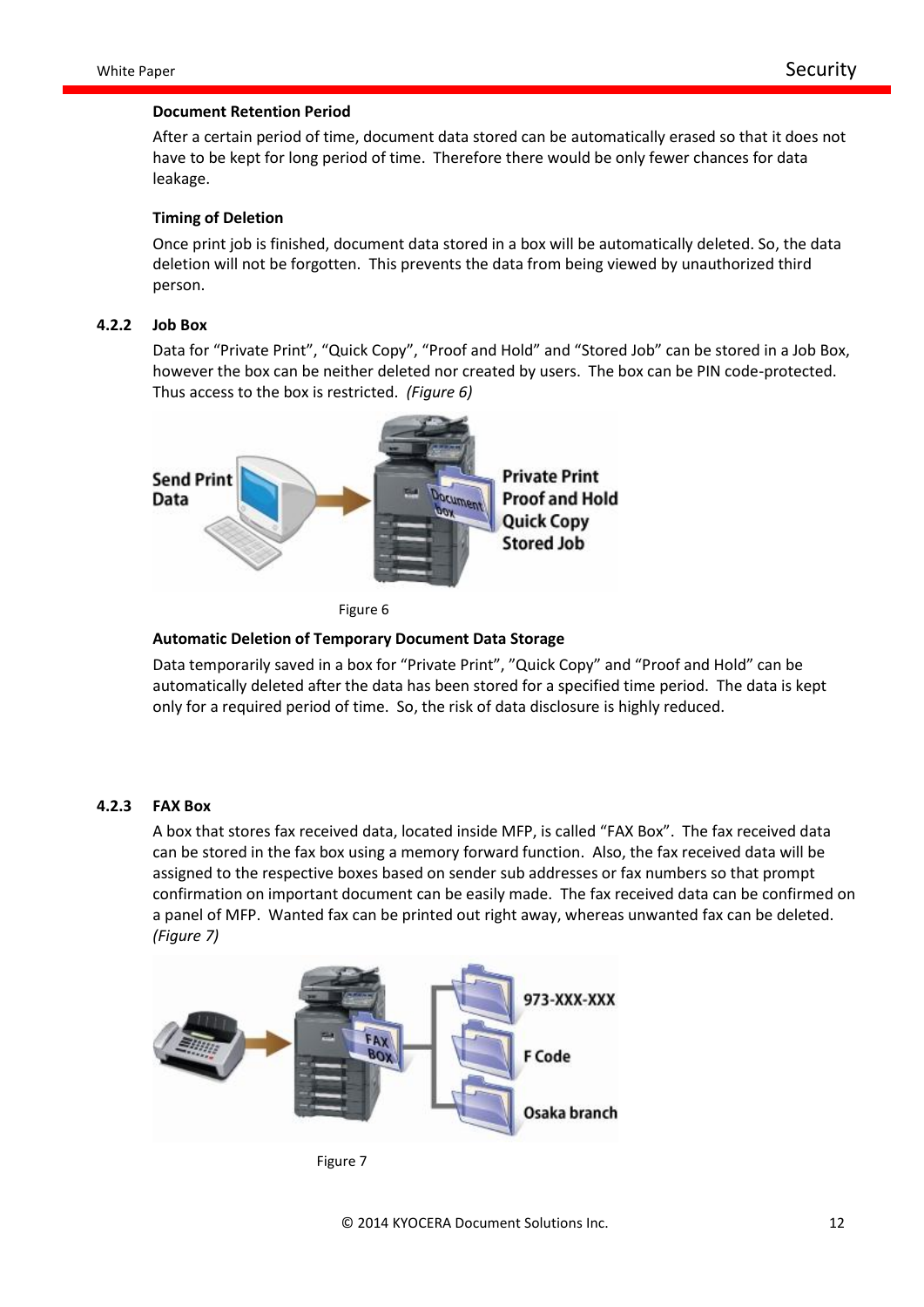**Document Retention Period**

After a certain period of time, document data stored can be automatically erased so that it does not have to be kept for long period of time. Therefore there would be only fewer chances for data leakage.

**Timing of Deletion**

Once print job is finished, document data stored in a box will be automatically deleted. So, the data deletion will not be forgotten. This prevents the data from being viewed by unauthorized third person.

### 4.2.2 Job Box

Data for "Private Print", "Quick Copy", "Proof and Hold" and "Stored Job" can be stored in a Job Box, however the box can be neither deleted nor created by users. The box can be PIN code-protected. Thus access to the box is restricted. *(Figure 6)*

Figure 6

**Automatic Deletion of Temporary Document Data Storage**

Data temporarily saved in a box for "Private Print", "Quick Copy" and "Proof and Hold" can be automatically deleted after the data has been stored for a specified time period. The data is kept only for a required period of time. So, the risk of data disclosure is highly reduced.

### 4.2.3 FAX Box

A box that stores fax received data, located inside MFP, is called "FAX Box". The fax received data can be stored in the fax box using a memory forward function. Also, the fax received data will be assigned to the respective boxes based on sender sub addresses or fax numbers so that prompt confirmation on important document can be easily made. The fax received data can be confirmed on a panel of MFP. Wanted fax can be printed out right away, whereas unwanted fax can be deleted. *(Figure 7)*

Figure 7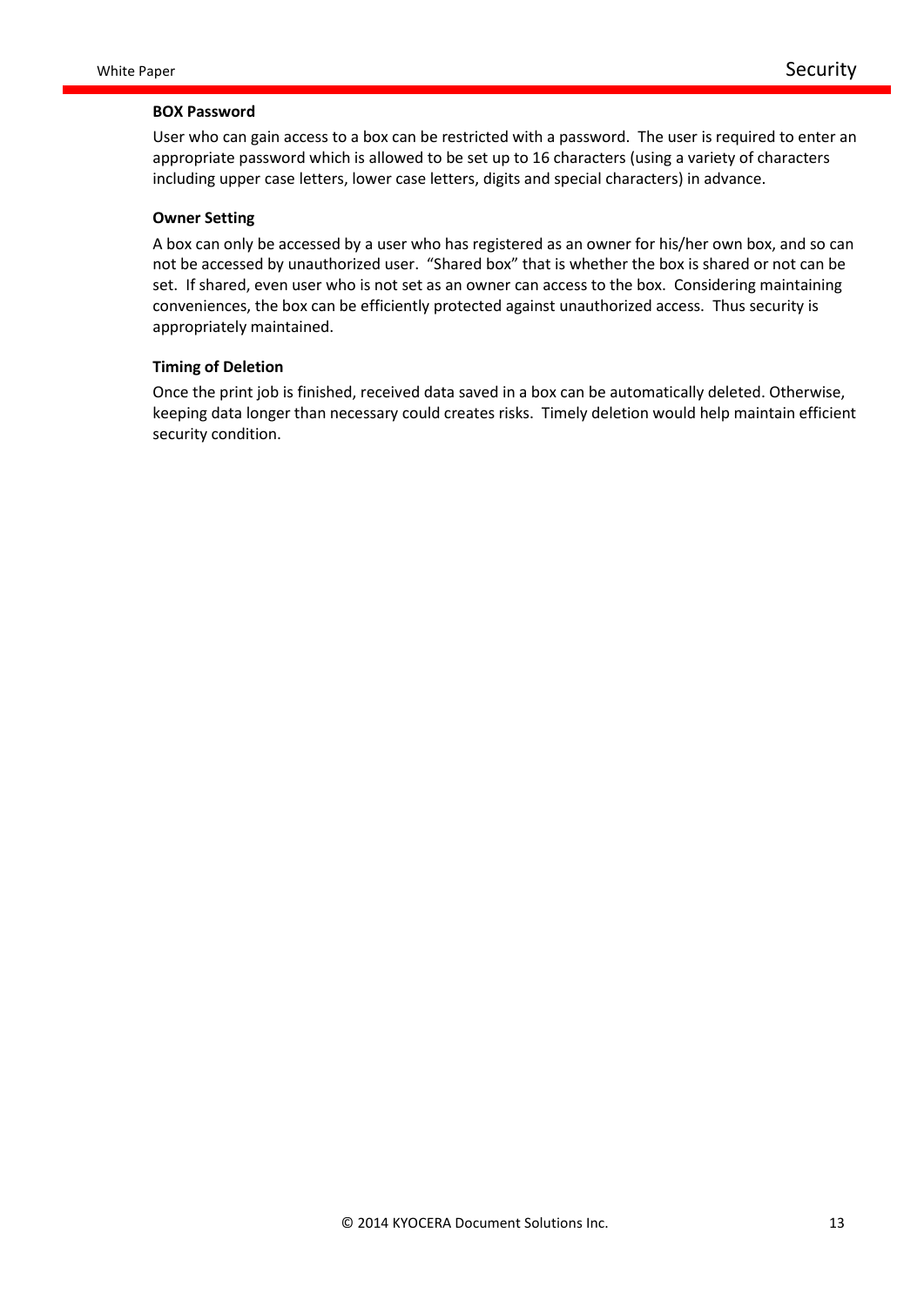### BOX Password

User who can gain access to a box can be restricted with a password. The user is required to enter an appropriate password which is allowed to be set up to 16 characters (using a variety of characters including upper case letters, lower case letters, digits and special characters) in advance.

### Owner Setting

A box can only be accessed by a user who has registered as an owner for his/her own box, and so can not be accessed by unauthorized user. "Shared box" that is whether the box is shared or not can be set. If shared, even user who is not set as an owner can access to the box. Considering maintaining conveniences, the box can be efficiently protected against unauthorized access. Thus security is appropriately maintained.

### Timing of Deletion

Once the print job is finished, received data saved in a box can be automatically deleted. Otherwise, keeping data longer than necessary could creates risks. Timely deletion would help maintain efficient security condition.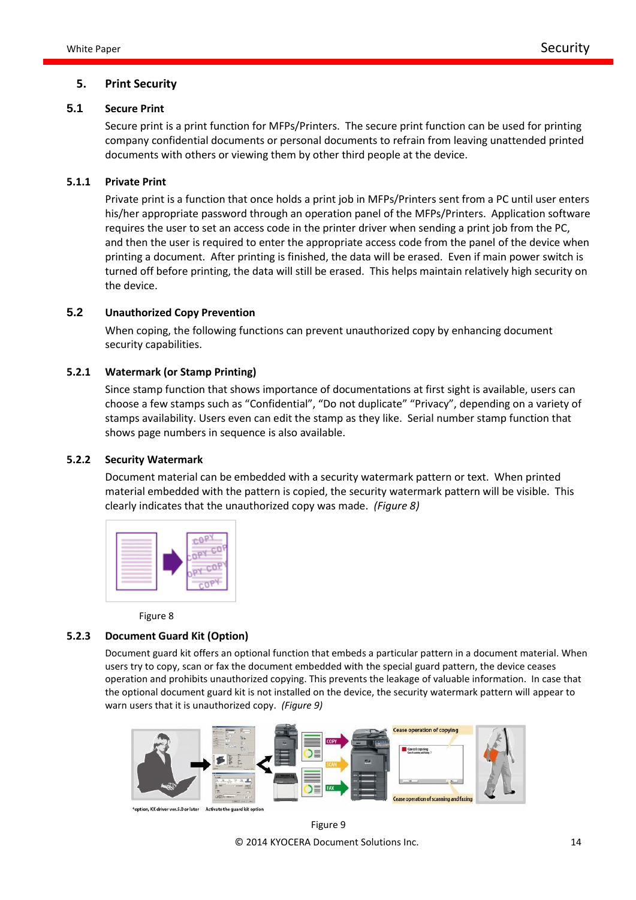## 5. Print Security

### 5.1 Secure Print

Secure print is a print function for MFPs/Printers. The secure print function can be used for printing company confidential documents or personal documents to refrain from leaving unattended printed documents with others or viewing them by other third people at the device.

#### 5.1.1 Private Print

Private print is a function that once holds a print job in MFPs/Printers sent from a PC until user enters his/her appropriate password through an operation panel of the MFPs/Printers. Application software requires the user to set an access code in the printer driver when sending a print job from the PC, and then the user is required to enter the appropriate access code from the panel of the device when printing a document. After printing is finished, the data will be erased. Even if main power switch is turned off before printing, the data will still be erased. This helps maintain relatively high security on the device.

### 5.2 Unauthorized Copy Prevention

When coping, the following functions can prevent unauthorized copy by enhancing document security capabilities.

#### 5.2.1 Watermark (or Stamp Printing)

Since stamp function that shows importance of documentations at first sight is available, users can choose a few stamps such as “Confidential”, “Do not duplicate” “Privacy”, depending on a variety of stamps availability. Users even can edit the stamp as they like. Serial number stamp function that shows page numbers in sequence is also available.

#### 5.2.2 Security Watermark

Document material can be embedded with a security watermark pattern or text. When printed material embedded with the pattern is copied, the security watermark pattern will be visible. This clearly indicates that the unauthorized copy was made. *(Figure 8)*

Figure 8

#### 5.2.3 Document Guard Kit (Option)

Document guard kit offers an optional function that embeds a particular pattern in a document material. When users try to copy, scan or fax the document embedded with the special guard pattern, the device ceases operation and prohibits unauthorized copying. This prevents the leakage of valuable information. In case that the optional document guard kit is not installed on the device, the security watermark pattern will appear to warn users that it is unauthorized copy. *(Figure 9)*

Figure 9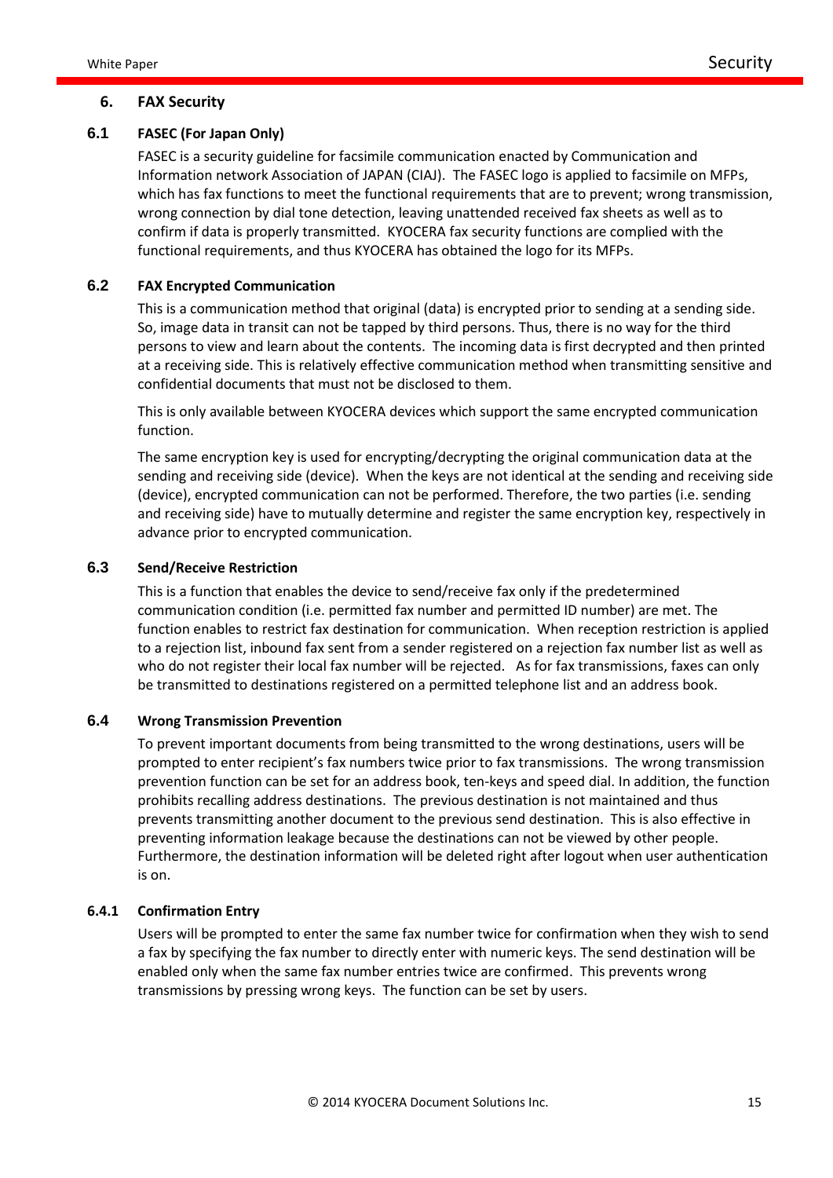## 6. FAX Security

### 6.1 FASEC (For Japan Only)

FASEC is a security guideline for facsimile communication enacted by Communication and Information network Association of JAPAN (CIAJ). The FASEC logo is applied to facsimile on MFPs, which has fax functions to meet the functional requirements that are to prevent; wrong transmission, wrong connection by dial tone detection, leaving unattended received fax sheets as well as to confirm if data is properly transmitted. KYOCERA fax security functions are complied with the functional requirements, and thus KYOCERA has obtained the logo for its MFPs.

### 6.2 FAX Encrypted Communication

This is a communication method that original (data) is encrypted prior to sending at a sending side. So, image data in transit can not be tapped by third persons. Thus, there is no way for the third persons to view and learn about the contents. The incoming data is first decrypted and then printed at a receiving side. This is relatively effective communication method when transmitting sensitive and confidential documents that must not be disclosed to them.

This is only available between KYOCERA devices which support the same encrypted communication function.

The same encryption key is used for encrypting/decrypting the original communication data at the sending and receiving side (device). When the keys are not identical at the sending and receiving side (device), encrypted communication can not be performed. Therefore, the two parties (i.e. sending and receiving side) have to mutually determine and register the same encryption key, respectively in advance prior to encrypted communication.

### 6.3 Send/Receive Restriction

This is a function that enables the device to send/receive fax only if the predetermined communication condition (i.e. permitted fax number and permitted ID number) are met. The function enables to restrict fax destination for communication. When reception restriction is applied to a rejection list, inbound fax sent from a sender registered on a rejection fax number list as well as who do not register their local fax number will be rejected. As for fax transmissions, faxes can only be transmitted to destinations registered on a permitted telephone list and an address book.

### 6.4 Wrong Transmission Prevention

To prevent important documents from being transmitted to the wrong destinations, users will be prompted to enter recipient's fax numbers twice prior to fax transmissions. The wrong transmission prevention function can be set for an address book, ten-keys and speed dial. In addition, the function prohibits recalling address destinations. The previous destination is not maintained and thus prevents transmitting another document to the previous send destination. This is also effective in preventing information leakage because the destinations can not be viewed by other people. Furthermore, the destination information will be deleted right after logout when user authentication is on.

#### 6.4.1 Confirmation Entry

Users will be prompted to enter the same fax number twice for confirmation when they wish to send a fax by specifying the fax number to directly enter with numeric keys. The send destination will be enabled only when the same fax number entries twice are confirmed. This prevents wrong transmissions by pressing wrong keys. The function can be set by users.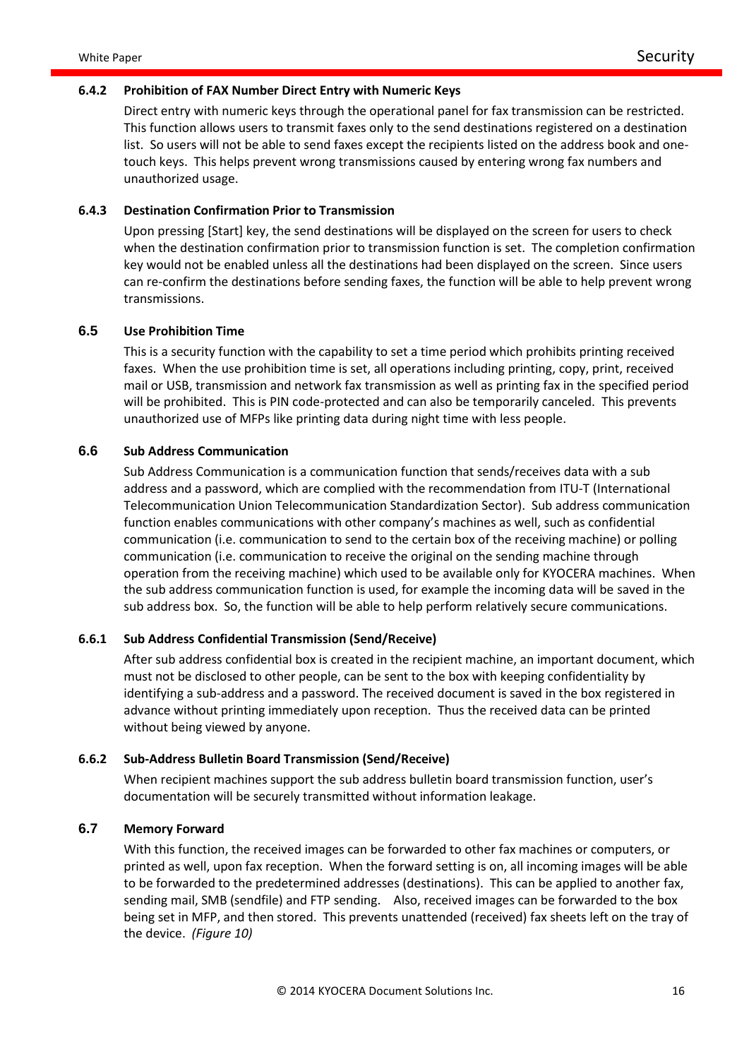#### 6.4.2 Prohibition of FAX Number Direct Entry with Numeric Keys

Direct entry with numeric keys through the operational panel for fax transmission can be restricted. This function allows users to transmit faxes only to the send destinations registered on a destination list. So users will not be able to send faxes except the recipients listed on the address book and one-touch keys. This helps prevent wrong transmissions caused by entering wrong fax numbers and unauthorized usage.

#### 6.4.3 Destination Confirmation Prior to Transmission

Upon pressing [Start] key, the send destinations will be displayed on the screen for users to check when the destination confirmation prior to transmission function is set. The completion confirmation key would not be enabled unless all the destinations had been displayed on the screen. Since users can re-confirm the destinations before sending faxes, the function will be able to help prevent wrong transmissions.

### 6.5 Use Prohibition Time

This is a security function with the capability to set a time period which prohibits printing received faxes. When the use prohibition time is set, all operations including printing, copy, print, received mail or USB, transmission and network fax transmission as well as printing fax in the specified period will be prohibited. This is PIN code-protected and can also be temporarily canceled. This prevents unauthorized use of MFPs like printing data during night time with less people.

### 6.6 Sub Address Communication

Sub Address Communication is a communication function that sends/receives data with a sub address and a password, which are complied with the recommendation from ITU-T (International Telecommunication Union Telecommunication Standardization Sector). Sub address communication function enables communications with other company's machines as well, such as confidential communication (i.e. communication to send to the certain box of the receiving machine) or polling communication (i.e. communication to receive the original on the sending machine through operation from the receiving machine) which used to be available only for KYOCERA machines. When the sub address communication function is used, for example the incoming data will be saved in the sub address box. So, the function will be able to help perform relatively secure communications.

#### 6.6.1 Sub Address Confidential Transmission (Send/Receive)

After sub address confidential box is created in the recipient machine, an important document, which must not be disclosed to other people, can be sent to the box with keeping confidentiality by identifying a sub-address and a password. The received document is saved in the box registered in advance without printing immediately upon reception. Thus the received data can be printed without being viewed by anyone.

#### 6.6.2 Sub-Address Bulletin Board Transmission (Send/Receive)

When recipient machines support the sub address bulletin board transmission function, user's documentation will be securely transmitted without information leakage.

### 6.7 Memory Forward

With this function, the received images can be forwarded to other fax machines or computers, or printed as well, upon fax reception. When the forward setting is on, all incoming images will be able to be forwarded to the predetermined addresses (destinations). This can be applied to another fax, sending mail, SMB (sendfile) and FTP sending. Also, received images can be forwarded to the box being set in MFP, and then stored. This prevents unattended (received) fax sheets left on the tray of the device. *(Figure 10)*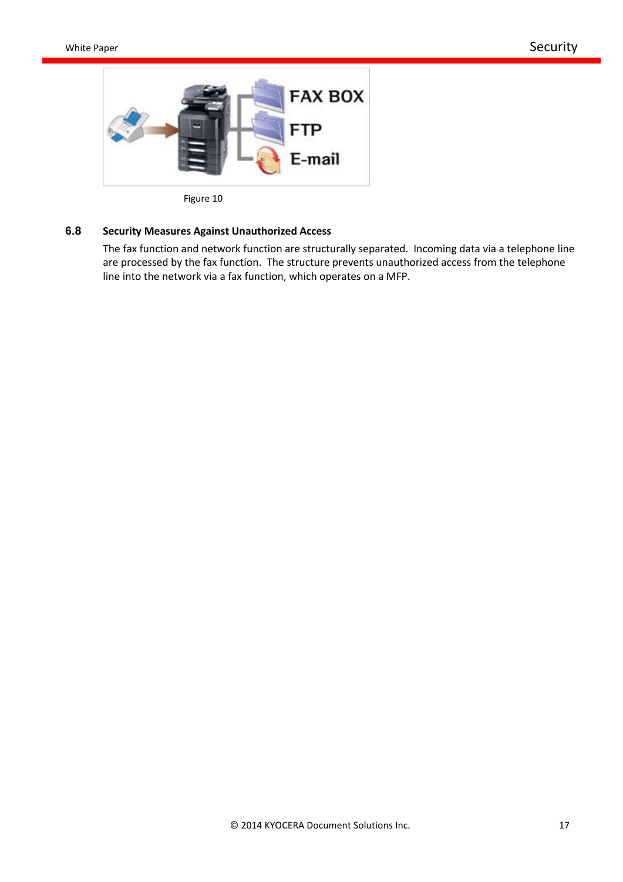Figure 10

## 6.8 Security Measures Against Unauthorized Access

The fax function and network function are structurally separated. Incoming data via a telephone line are processed by the fax function. The structure prevents unauthorized access from the telephone line into the network via a fax function, which operates on a MFP.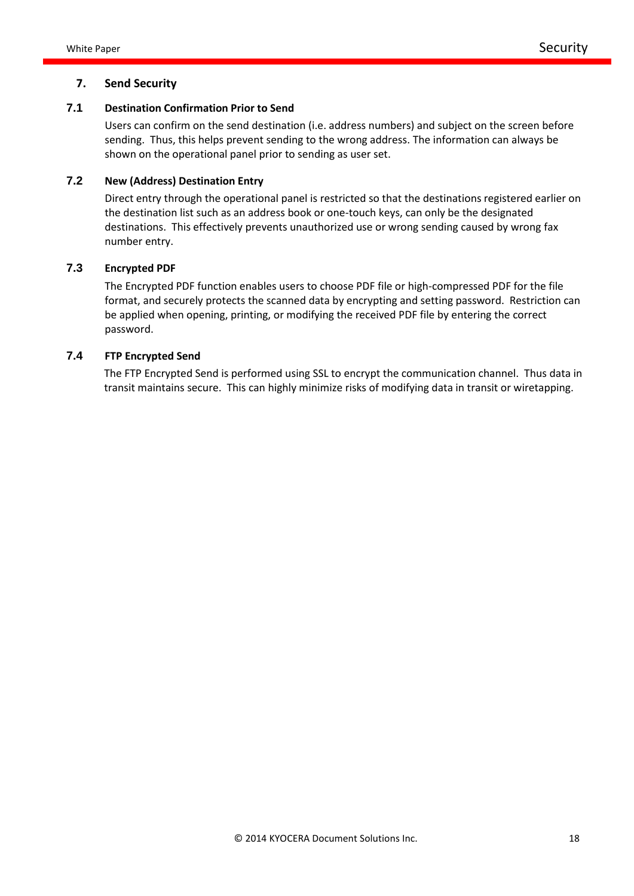## 7. Send Security

### 7.1 Destination Confirmation Prior to Send

Users can confirm on the send destination (i.e. address numbers) and subject on the screen before sending. Thus, this helps prevent sending to the wrong address. The information can always be shown on the operational panel prior to sending as user set.

### 7.2 New (Address) Destination Entry

Direct entry through the operational panel is restricted so that the destinations registered earlier on the destination list such as an address book or one-touch keys, can only be the designated destinations. This effectively prevents unauthorized use or wrong sending caused by wrong fax number entry.

### 7.3 Encrypted PDF

The Encrypted PDF function enables users to choose PDF file or high-compressed PDF for the file format, and securely protects the scanned data by encrypting and setting password. Restriction can be applied when opening, printing, or modifying the received PDF file by entering the correct password.

### 7.4 FTP Encrypted Send

The FTP Encrypted Send is performed using SSL to encrypt the communication channel. Thus data in transit maintains secure. This can highly minimize risks of modifying data in transit or wiretapping.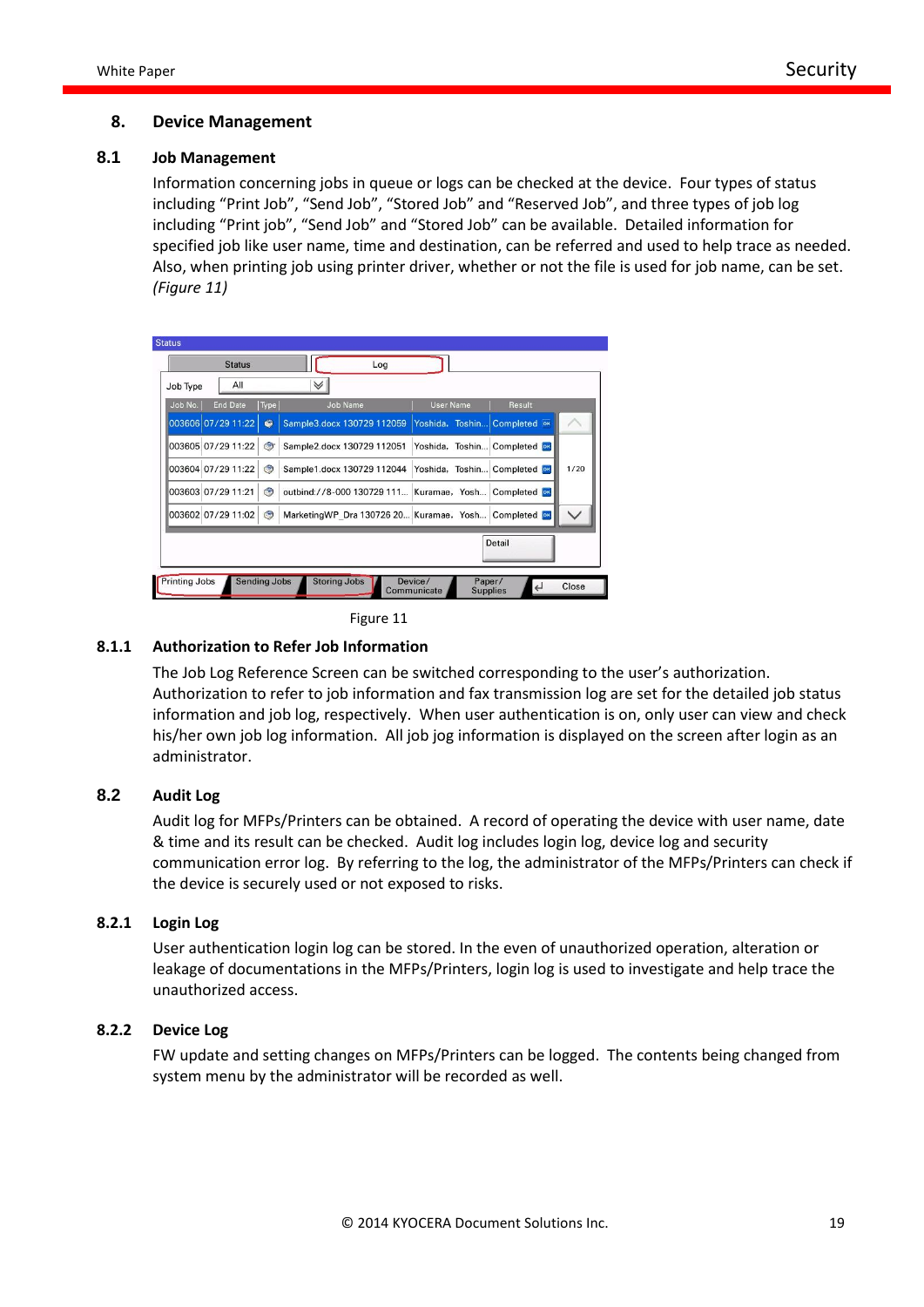# 8. Device Management

## 8.1 Job Management

Information concerning jobs in queue or logs can be checked at the device. Four types of status including "Print Job", "Send Job", "Stored Job" and "Reserved Job", and three types of job log including "Print job", "Send Job" and "Stored Job" can be available. Detailed information for specified job like user name, time and destination, can be referred and used to help trace as needed. Also, when printing job using printer driver, whether or not the file is used for job name, can be set. *(Figure 11)*

Figure 11

### 8.1.1 Authorization to Refer Job Information

The Job Log Reference Screen can be switched corresponding to the user's authorization. Authorization to refer to job information and fax transmission log are set for the detailed job status information and job log, respectively. When user authentication is on, only user can view and check his/her own job log information. All job jog information is displayed on the screen after login as an administrator.

## 8.2 Audit Log

Audit log for MFPs/Printers can be obtained. A record of operating the device with user name, date & time and its result can be checked. Audit log includes login log, device log and security communication error log. By referring to the log, the administrator of the MFPs/Printers can check if the device is securely used or not exposed to risks.

### 8.2.1 Login Log

User authentication login log can be stored. In the even of unauthorized operation, alteration or leakage of documentations in the MFPs/Printers, login log is used to investigate and help trace the unauthorized access.

### 8.2.2 Device Log

FW update and setting changes on MFPs/Printers can be logged. The contents being changed from system menu by the administrator will be recorded as well.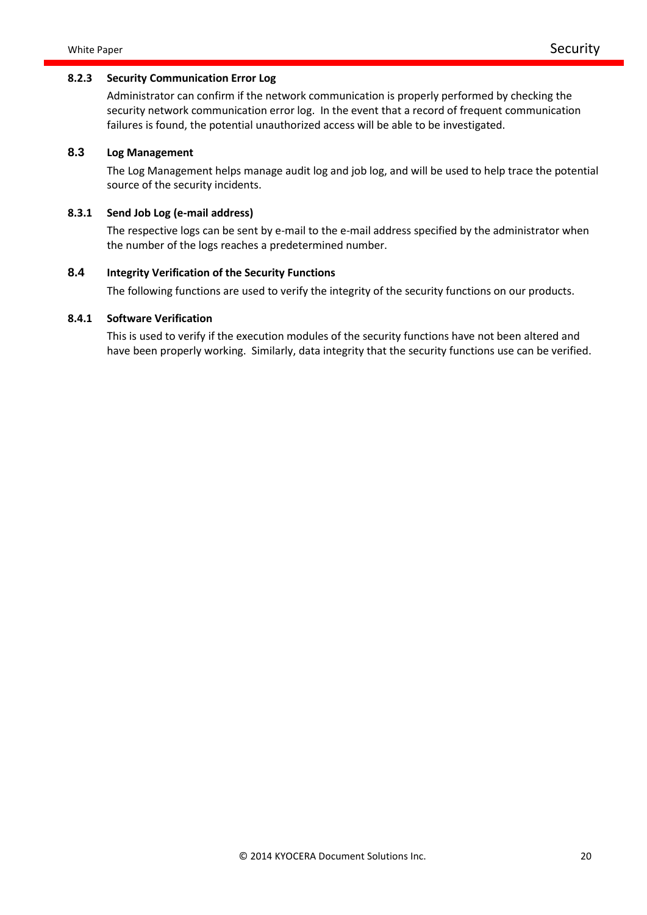#### 8.2.3 Security Communication Error Log

Administrator can confirm if the network communication is properly performed by checking the security network communication error log. In the event that a record of frequent communication failures is found, the potential unauthorized access will be able to be investigated.

### 8.3 Log Management

The Log Management helps manage audit log and job log, and will be used to help trace the potential source of the security incidents.

#### 8.3.1 Send Job Log (e-mail address)

The respective logs can be sent by e-mail to the e-mail address specified by the administrator when the number of the logs reaches a predetermined number.

### 8.4 Integrity Verification of the Security Functions

The following functions are used to verify the integrity of the security functions on our products.

#### 8.4.1 Software Verification

This is used to verify if the execution modules of the security functions have not been altered and have been properly working. Similarly, data integrity that the security functions use can be verified.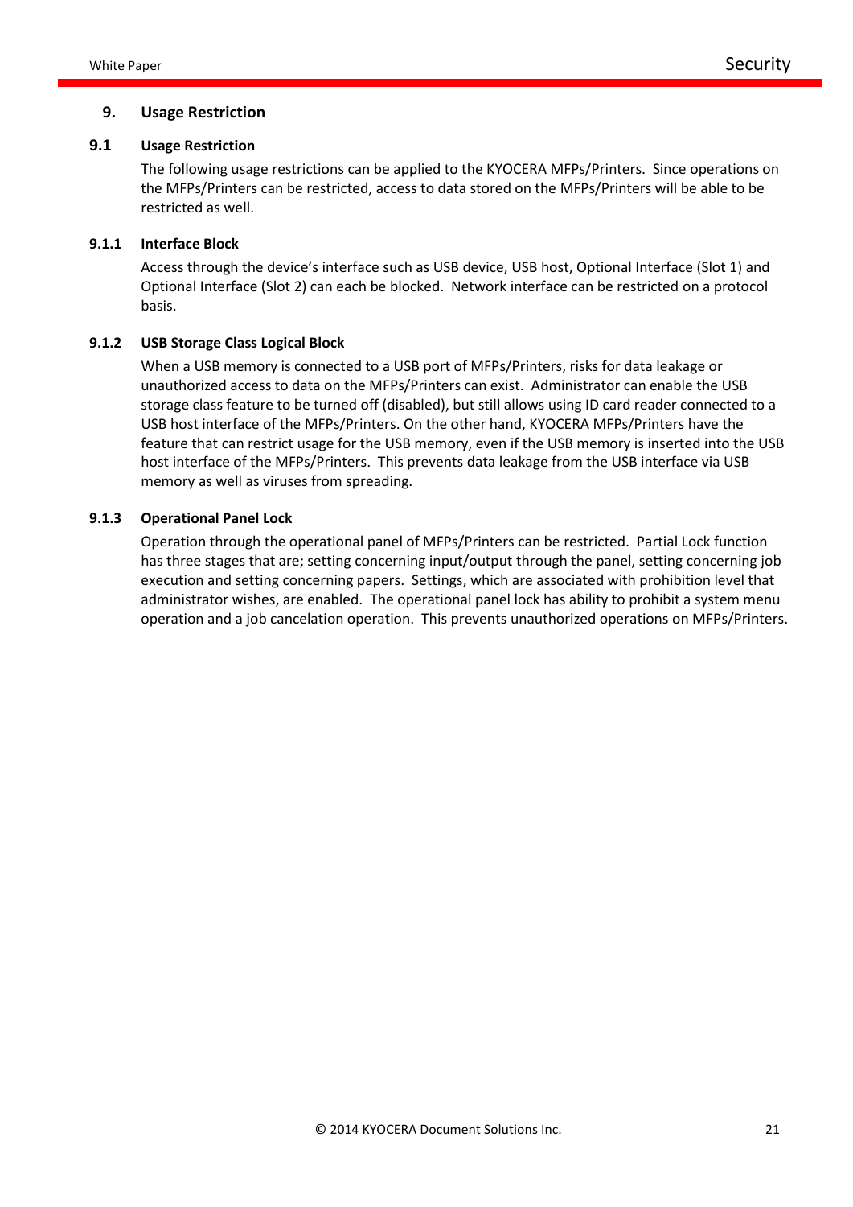# 9. Usage Restriction

## 9.1 Usage Restriction

The following usage restrictions can be applied to the KYOCERA MFPs/Printers. Since operations on the MFPs/Printers can be restricted, access to data stored on the MFPs/Printers will be able to be restricted as well.

### 9.1.1 Interface Block

Access through the device's interface such as USB device, USB host, Optional Interface (Slot 1) and Optional Interface (Slot 2) can each be blocked. Network interface can be restricted on a protocol basis.

### 9.1.2 USB Storage Class Logical Block

When a USB memory is connected to a USB port of MFPs/Printers, risks for data leakage or unauthorized access to data on the MFPs/Printers can exist. Administrator can enable the USB storage class feature to be turned off (disabled), but still allows using ID card reader connected to a USB host interface of the MFPs/Printers. On the other hand, KYOCERA MFPs/Printers have the feature that can restrict usage for the USB memory, even if the USB memory is inserted into the USB host interface of the MFPs/Printers. This prevents data leakage from the USB interface via USB memory as well as viruses from spreading.

### 9.1.3 Operational Panel Lock

Operation through the operational panel of MFPs/Printers can be restricted. Partial Lock function has three stages that are; setting concerning input/output through the panel, setting concerning job execution and setting concerning papers. Settings, which are associated with prohibition level that administrator wishes, are enabled. The operational panel lock has ability to prohibit a system menu operation and a job cancelation operation. This prevents unauthorized operations on MFPs/Printers.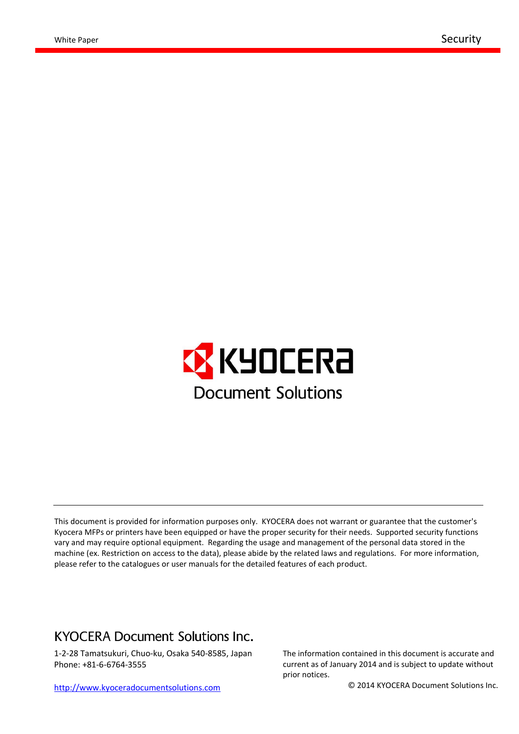KYOCERA Document Solutions

This document is provided for information purposes only. KYOCERA does not warrant or guarantee that the customer's Kyocera MFPs or printers have been equipped or have the proper security for their needs. Supported security functions vary and may require optional equipment. Regarding the usage and management of the personal data stored in the machine (ex. Restriction on access to the data), please abide by the related laws and regulations. For more information, please refer to the catalogues or user manuals for the detailed features of each product.

## KYOCERA Document Solutions Inc.

1-2-28 Tamatsukuri, Chuo-ku, Osaka 540-8585, Japan
Phone: +81-6-6764-3555

http://www.kyoceradocumentsolutions.com

The information contained in this document is accurate and current as of January 2014 and is subject to update without prior notices.

© 2014 KYOCERA Document Solutions Inc.